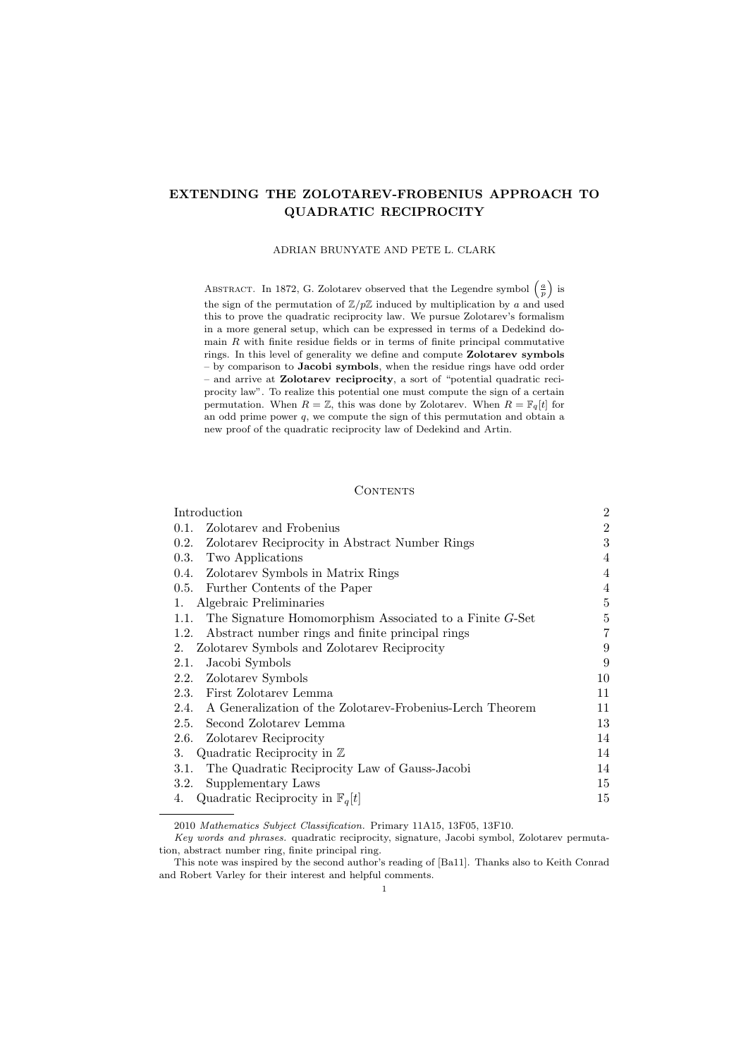# EXTENDING THE ZOLOTAREV-FROBENIUS APPROACH TO QUADRATIC RECIPROCITY

ADRIAN BRUNYATE AND PETE L. CLARK

Abstract. In 1872, G. Zolotarev observed that the Legendre symbol $\left(\frac{a}{p}\right)$ is the sign of the permutation of $\mathbb{Z}/p\mathbb{Z}$ induced by multiplication by $a$ and used this to prove the quadratic reciprocity law. We pursue Zolotarev's formalism in a more general setup, which can be expressed in terms of a Dedekind domain $R$ with finite residue fields or in terms of finite principal commutative rings. In this level of generality we define and compute **Zolotarev symbols** – by comparison to **Jacobi symbols**, when the residue rings have odd order – and arrive at **Zolotarev reciprocity**, a sort of "potential quadratic reciprocity law". To realize this potential one must compute the sign of a certain permutation. When $R = \mathbb{Z}$, this was done by Zolotarev. When $R = \mathbb{F}_q[t]$ for an odd prime power $q$, we compute the sign of this permutation and obtain a new proof of the quadratic reciprocity law of Dedekind and Artin.

## Contents

| | |
|---|---|
| Introduction | 2 |
| 0.1. Zolotarev and Frobenius | 2 |
| 0.2. Zolotarev Reciprocity in Abstract Number Rings | 3 |
| 0.3. Two Applications | 4 |
| 0.4. Zolotarev Symbols in Matrix Rings | 4 |
| 0.5. Further Contents of the Paper | 4 |
| 1. Algebraic Preliminaries | 5 |
| 1.1. The Signature Homomorphism Associated to a Finite $G$-Set | 5 |
| 1.2. Abstract number rings and finite principal rings | 7 |
| 2. Zolotarev Symbols and Zolotarev Reciprocity | 9 |
| 2.1. Jacobi Symbols | 9 |
| 2.2. Zolotarev Symbols | 10 |
| 2.3. First Zolotarev Lemma | 11 |
| 2.4. A Generalization of the Zolotarev-Frobenius-Lerch Theorem | 11 |
| 2.5. Second Zolotarev Lemma | 13 |
| 2.6. Zolotarev Reciprocity | 14 |
| 3. Quadratic Reciprocity in $\mathbb{Z}$ | 14 |
| 3.1. The Quadratic Reciprocity Law of Gauss-Jacobi | 14 |
| 3.2. Supplementary Laws | 15 |
| 4. Quadratic Reciprocity in $\mathbb{F}_q[t]$ | 15 |

2010 *Mathematics Subject Classification.* Primary 11A15, 13F05, 13F10.

*Key words and phrases.* quadratic reciprocity, signature, Jacobi symbol, Zolotarev permutation, abstract number ring, finite principal ring.

This note was inspired by the second author's reading of [Ba11]. Thanks also to Keith Conrad and Robert Varley for their interest and helpful comments.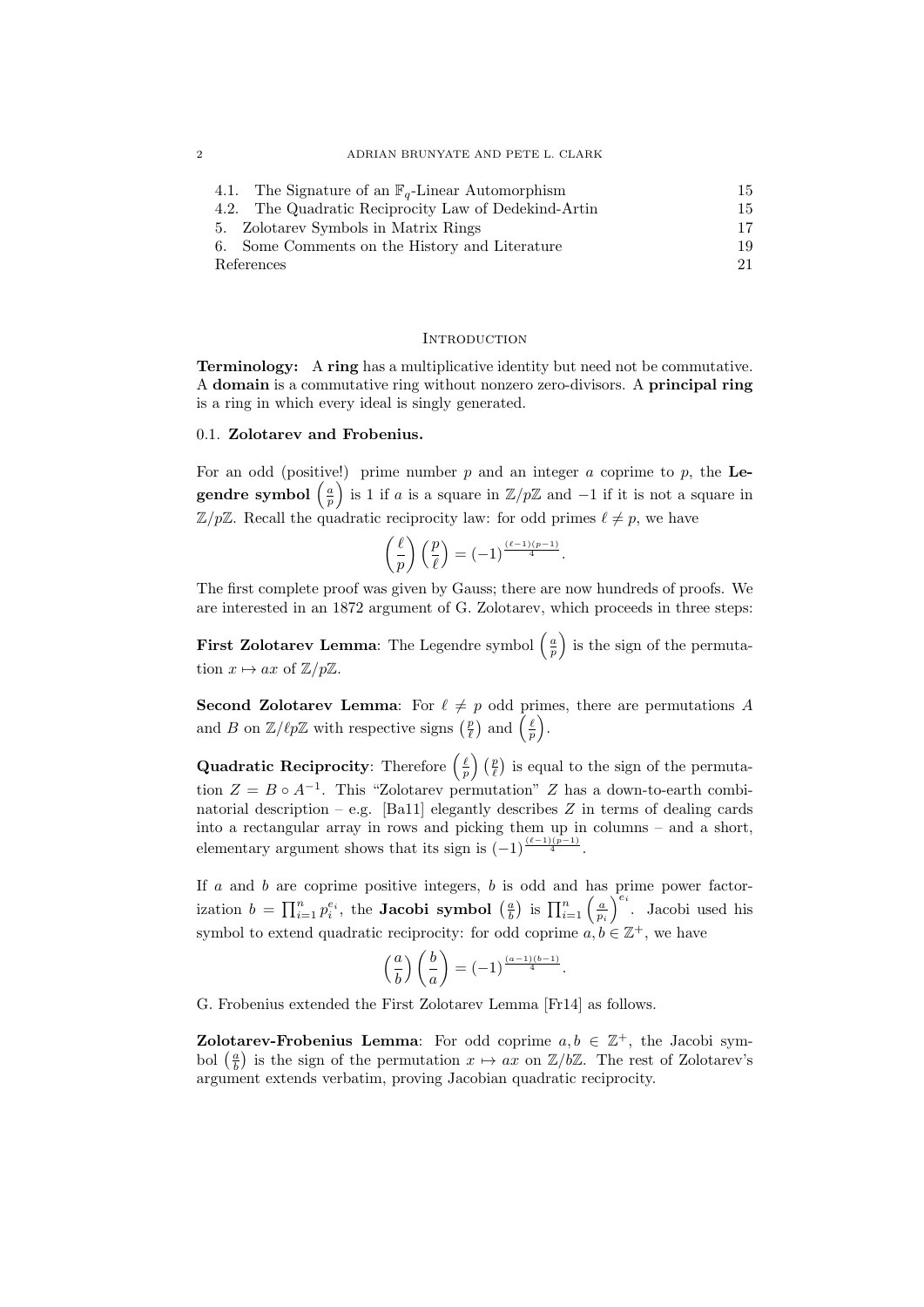| | |
|---|---|
| 4.1. The Signature of an $\mathbb{F}_q$-Linear Automorphism | 15 |
| 4.2. The Quadratic Reciprocity Law of Dedekind-Artin | 15 |
| 5. Zolotarev Symbols in Matrix Rings | 17 |
| 6. Some Comments on the History and Literature | 19 |
| References | 21 |

## Introduction

**Terminology:** A **ring** has a multiplicative identity but need not be commutative. A **domain** is a commutative ring without nonzero zero-divisors. A **principal ring** is a ring in which every ideal is singly generated.

### 0.1. Zolotarev and Frobenius.

For an odd (positive!) prime number $p$ and an integer $a$ coprime to $p$, the **Legendre symbol** $\left(\frac{a}{p}\right)$ is 1 if $a$ is a square in $\mathbb{Z}/p\mathbb{Z}$ and $-1$ if it is not a square in $\mathbb{Z}/p\mathbb{Z}$. Recall the quadratic reciprocity law: for odd primes $\ell \neq p$, we have

$$\left(\frac{\ell}{p}\right)\left(\frac{p}{\ell}\right) = (-1)^{\frac{(\ell-1)(p-1)}{4}}.$$

The first complete proof was given by Gauss; there are now hundreds of proofs. We are interested in an 1872 argument of G. Zolotarev, which proceeds in three steps:

**First Zolotarev Lemma**: The Legendre symbol $\left(\frac{a}{p}\right)$ is the sign of the permutation $x \mapsto ax$ of $\mathbb{Z}/p\mathbb{Z}$.

**Second Zolotarev Lemma**: For $\ell \neq p$ odd primes, there are permutations $A$ and $B$ on $\mathbb{Z}/\ell p\mathbb{Z}$ with respective signs $\left(\frac{p}{\ell}\right)$ and $\left(\frac{\ell}{p}\right)$.

**Quadratic Reciprocity**: Therefore $\left(\frac{\ell}{p}\right)\left(\frac{p}{\ell}\right)$ is equal to the sign of the permutation $Z = B \circ A^{-1}$. This "Zolotarev permutation" $Z$ has a down-to-earth combinatorial description – e.g. [Ba11] elegantly describes $Z$ in terms of dealing cards into a rectangular array in rows and picking them up in columns – and a short, elementary argument shows that its sign is $(-1)^{\frac{(\ell-1)(p-1)}{4}}$.

If $a$ and $b$ are coprime positive integers, $b$ is odd and has prime power factorization $b = \prod_{i=1}^n p_i^{e_i}$, the **Jacobi symbol** $\left(\frac{a}{b}\right)$ is $\prod_{i=1}^n \left(\frac{a}{p_i}\right)^{e_i}$. Jacobi used his symbol to extend quadratic reciprocity: for odd coprime $a, b \in \mathbb{Z}^+$, we have

$$\left(\frac{a}{b}\right)\left(\frac{b}{a}\right) = (-1)^{\frac{(a-1)(b-1)}{4}}.$$

G. Frobenius extended the First Zolotarev Lemma [Fr14] as follows.

**Zolotarev-Frobenius Lemma**: For odd coprime $a, b \in \mathbb{Z}^+$, the Jacobi symbol $\left(\frac{a}{b}\right)$ is the sign of the permutation $x \mapsto ax$ on $\mathbb{Z}/b\mathbb{Z}$. The rest of Zolotarev's argument extends verbatim, proving Jacobian quadratic reciprocity.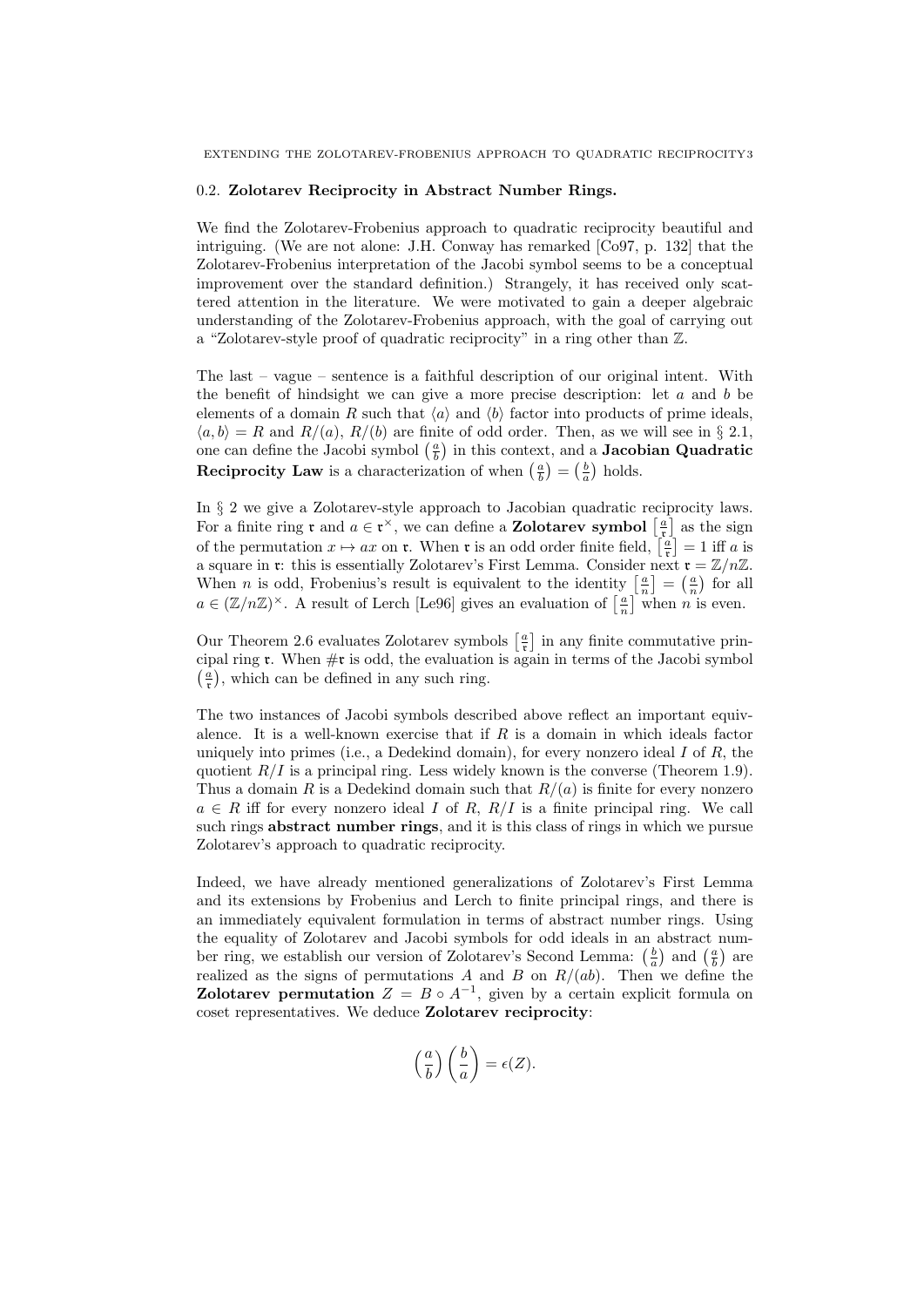### 0.2. Zolotarev Reciprocity in Abstract Number Rings.

We find the Zolotarev-Frobenius approach to quadratic reciprocity beautiful and intriguing. (We are not alone: J.H. Conway has remarked [Co97, p. 132] that the Zolotarev-Frobenius interpretation of the Jacobi symbol seems to be a conceptual improvement over the standard definition.) Strangely, it has received only scattered attention in the literature. We were motivated to gain a deeper algebraic understanding of the Zolotarev-Frobenius approach, with the goal of carrying out a "Zolotarev-style proof of quadratic reciprocity" in a ring other than $\mathbb{Z}$.

The last – vague – sentence is a faithful description of our original intent. With the benefit of hindsight we can give a more precise description: let $a$ and $b$ be elements of a domain $R$ such that $\langle a \rangle$ and $\langle b \rangle$ factor into products of prime ideals, $\langle a, b \rangle = R$ and $R/(a)$, $R/(b)$ are finite of odd order. Then, as we will see in § 2.1, one can define the Jacobi symbol $\left(\frac{a}{b}\right)$ in this context, and a **Jacobian Quadratic Reciprocity Law** is a characterization of when $\left(\frac{a}{b}\right) = \left(\frac{b}{a}\right)$ holds.

In § 2 we give a Zolotarev-style approach to Jacobian quadratic reciprocity laws. For a finite ring $\mathfrak{r}$ and $a \in \mathfrak{r}^\times$, we can define a **Zolotarev symbol** $\left[\frac{a}{\mathfrak{r}}\right]$ as the sign of the permutation $x \mapsto ax$ on $\mathfrak{r}$. When $\mathfrak{r}$ is an odd order finite field, $\left[\frac{a}{\mathfrak{r}}\right] = 1$ iff $a$ is a square in $\mathfrak{r}$: this is essentially Zolotarev's First Lemma. Consider next $\mathfrak{r} = \mathbb{Z}/n\mathbb{Z}$. When $n$ is odd, Frobenius's result is equivalent to the identity $\left[\frac{a}{n}\right] = \left(\frac{a}{n}\right)$ for all $a \in (\mathbb{Z}/n\mathbb{Z})^\times$. A result of Lerch [Le96] gives an evaluation of $\left[\frac{a}{n}\right]$ when $n$ is even.

Our Theorem 2.6 evaluates Zolotarev symbols $\left[\frac{a}{\mathfrak{r}}\right]$ in any finite commutative principal ring $\mathfrak{r}$. When $\#\mathfrak{r}$ is odd, the evaluation is again in terms of the Jacobi symbol $\left(\frac{a}{\mathfrak{r}}\right)$, which can be defined in any such ring.

The two instances of Jacobi symbols described above reflect an important equivalence. It is a well-known exercise that if $R$ is a domain in which ideals factor uniquely into primes (i.e., a Dedekind domain), for every nonzero ideal $I$ of $R$, the quotient $R/I$ is a principal ring. Less widely known is the converse (Theorem 1.9). Thus a domain $R$ is a Dedekind domain such that $R/(a)$ is finite for every nonzero $a \in R$ iff for every nonzero ideal $I$ of $R$, $R/I$ is a finite principal ring. We call such rings **abstract number rings**, and it is this class of rings in which we pursue Zolotarev's approach to quadratic reciprocity.

Indeed, we have already mentioned generalizations of Zolotarev's First Lemma and its extensions by Frobenius and Lerch to finite principal rings, and there is an immediately equivalent formulation in terms of abstract number rings. Using the equality of Zolotarev and Jacobi symbols for odd ideals in an abstract number ring, we establish our version of Zolotarev's Second Lemma: $\left(\frac{b}{a}\right)$ and $\left(\frac{a}{b}\right)$ are realized as the signs of permutations $A$ and $B$ on $R/(ab)$. Then we define the **Zolotarev permutation** $Z = B \circ A^{-1}$, given by a certain explicit formula on coset representatives. We deduce **Zolotarev reciprocity**:

$$\left(\frac{a}{b}\right)\left(\frac{b}{a}\right) = \epsilon(Z).$$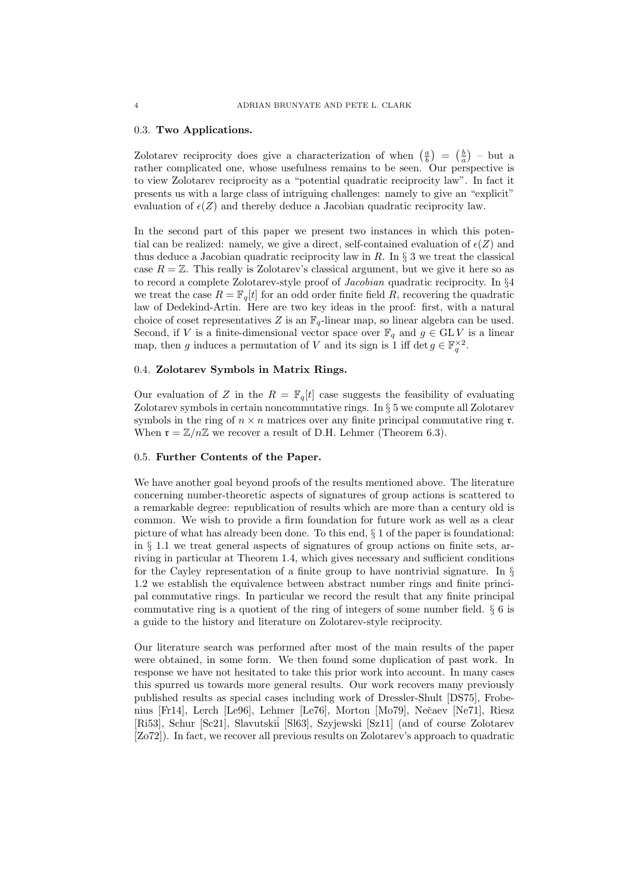### 0.3. Two Applications.

Zolotarev reciprocity does give a characterization of when $\left(\frac{a}{b}\right) = \left(\frac{b}{a}\right)$ – but a rather complicated one, whose usefulness remains to be seen. Our perspective is to view Zolotarev reciprocity as a "potential quadratic reciprocity law". In fact it presents us with a large class of intriguing challenges: namely to give an "explicit" evaluation of $\epsilon(Z)$ and thereby deduce a Jacobian quadratic reciprocity law.

In the second part of this paper we present two instances in which this potential can be realized: namely, we give a direct, self-contained evaluation of $\epsilon(Z)$ and thus deduce a Jacobian quadratic reciprocity law in $R$. In § 3 we treat the classical case $R = \mathbb{Z}$. This really is Zolotarev's classical argument, but we give it here so as to record a complete Zolotarev-style proof of *Jacobian* quadratic reciprocity. In §4 we treat the case $R = \mathbb{F}_q[t]$ for an odd order finite field $R$, recovering the quadratic law of Dedekind-Artin. Here are two key ideas in the proof: first, with a natural choice of coset representatives $Z$ is an $\mathbb{F}_q$-linear map, so linear algebra can be used. Second, if $V$ is a finite-dimensional vector space over $\mathbb{F}_q$ and $g \in \mathrm{GL}\, V$ is a linear map, then $g$ induces a permutation of $V$ and its sign is 1 iff $\det g \in \mathbb{F}_q^{\times 2}$.

### 0.4. Zolotarev Symbols in Matrix Rings.

Our evaluation of $Z$ in the $R = \mathbb{F}_q[t]$ case suggests the feasibility of evaluating Zolotarev symbols in certain noncommutative rings. In § 5 we compute all Zolotarev symbols in the ring of $n \times n$ matrices over any finite principal commutative ring $\mathfrak{r}$. When $\mathfrak{r} = \mathbb{Z}/n\mathbb{Z}$ we recover a result of D.H. Lehmer (Theorem 6.3).

### 0.5. Further Contents of the Paper.

We have another goal beyond proofs of the results mentioned above. The literature concerning number-theoretic aspects of signatures of group actions is scattered to a remarkable degree: republication of results which are more than a century old is common. We wish to provide a firm foundation for future work as well as a clear picture of what has already been done. To this end, § 1 of the paper is foundational: in § 1.1 we treat general aspects of signatures of group actions on finite sets, arriving in particular at Theorem 1.4, which gives necessary and sufficient conditions for the Cayley representation of a finite group to have nontrivial signature. In § 1.2 we establish the equivalence between abstract number rings and finite principal commutative rings. In particular we record the result that any finite principal commutative ring is a quotient of the ring of integers of some number field. § 6 is a guide to the history and literature on Zolotarev-style reciprocity.

Our literature search was performed after most of the main results of the paper were obtained, in some form. We then found some duplication of past work. In response we have not hesitated to take this prior work into account. In many cases this spurred us towards more general results. Our work recovers many previously published results as special cases including work of Dressler-Shult [DS75], Frobenius [Fr14], Lerch [Le96], Lehmer [Le76], Morton [Mo79], Nečaev [Ne71], Riesz [Ri53], Schur [Sc21], Slavutskiĭ [Sl63], Szyjewski [Sz11] (and of course Zolotarev [Zo72]). In fact, we recover all previous results on Zolotarev's approach to quadratic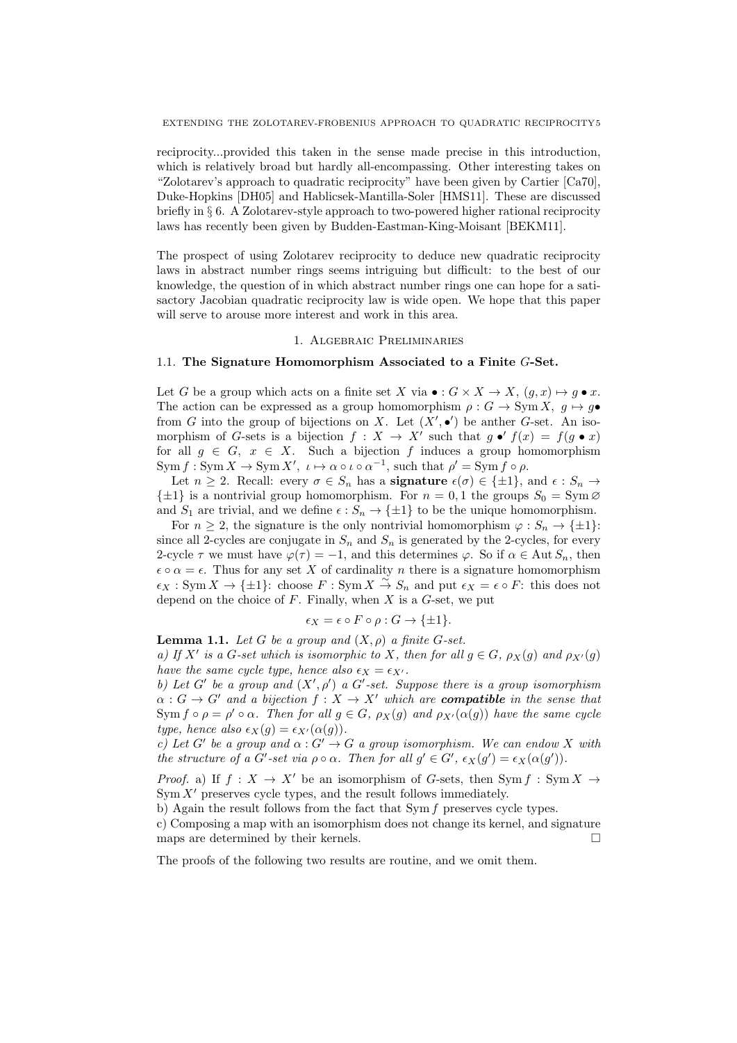reciprocity...provided this taken in the sense made precise in this introduction, which is relatively broad but hardly all-encompassing. Other interesting takes on "Zolotarev's approach to quadratic reciprocity" have been given by Cartier [Ca70], Duke-Hopkins [DH05] and Hablicsek-Mantilla-Soler [HMS11]. These are discussed briefly in § 6. A Zolotarev-style approach to two-powered higher rational reciprocity laws has recently been given by Budden-Eastman-King-Moisant [BEKM11].

The prospect of using Zolotarev reciprocity to deduce new quadratic reciprocity laws in abstract number rings seems intriguing but difficult: to the best of our knowledge, the question of in which abstract number rings one can hope for a satisactory Jacobian quadratic reciprocity law is wide open. We hope that this paper will serve to arouse more interest and work in this area.

## 1. Algebraic Preliminaries

### 1.1. The Signature Homomorphism Associated to a Finite $G$-Set.

Let $G$ be a group which acts on a finite set $X$ via $\bullet : G \times X \to X$, $(g, x) \mapsto g \bullet x$. The action can be expressed as a group homomorphism $\rho : G \to \operatorname{Sym} X$, $g \mapsto g\bullet$ from $G$ into the group of bijections on $X$. Let $(X', \bullet')$ be anther $G$-set. An isomorphism of $G$-sets is a bijection $f : X \to X'$ such that $g \bullet' f(x) = f(g \bullet x)$ for all $g \in G$, $x \in X$. Such a bijection $f$ induces a group homomorphism $\operatorname{Sym} f : \operatorname{Sym} X \to \operatorname{Sym} X'$, $\iota \mapsto \alpha \circ \iota \circ \alpha^{-1}$, such that $\rho' = \operatorname{Sym} f \circ \rho$.

Let $n \geq 2$. Recall: every $\sigma \in S_n$ has a **signature** $\epsilon(\sigma) \in \{\pm 1\}$, and $\epsilon : S_n \to \{\pm 1\}$ is a nontrivial group homomorphism. For $n = 0, 1$ the groups $S_0 = \operatorname{Sym} \varnothing$ and $S_1$ are trivial, and we define $\epsilon : S_n \to \{\pm 1\}$ to be the unique homomorphism.

For $n \geq 2$, the signature is the only nontrivial homomorphism $\varphi : S_n \to \{\pm 1\}$: since all 2-cycles are conjugate in $S_n$ and $S_n$ is generated by the 2-cycles, for every 2-cycle $\tau$ we must have $\varphi(\tau) = -1$, and this determines $\varphi$. So if $\alpha \in \operatorname{Aut} S_n$, then $\epsilon \circ \alpha = \epsilon$. Thus for any set $X$ of cardinality $n$ there is a signature homomorphism $\epsilon_X : \operatorname{Sym} X \to \{\pm 1\}$: choose $F : \operatorname{Sym} X \overset{\sim}{\to} S_n$ and put $\epsilon_X = \epsilon \circ F$: this does not depend on the choice of $F$. Finally, when $X$ is a $G$-set, we put

$$\epsilon_X = \epsilon \circ F \circ \rho : G \to \{\pm 1\}.$$

**Lemma 1.1.** *Let $G$ be a group and $(X, \rho)$ a finite $G$-set.*
*a) If $X'$ is a $G$-set which is isomorphic to $X$, then for all $g \in G$, $\rho_X(g)$ and $\rho_{X'}(g)$ have the same cycle type, hence also $\epsilon_X = \epsilon_{X'}$.*
*b) Let $G'$ be a group and $(X', \rho')$ a $G'$-set. Suppose there is a group isomorphism $\alpha : G \to G'$ and a bijection $f : X \to X'$ which are **compatible** in the sense that $\operatorname{Sym} f \circ \rho = \rho' \circ \alpha$. Then for all $g \in G$, $\rho_X(g)$ and $\rho_{X'}(\alpha(g))$ have the same cycle type, hence also $\epsilon_X(g) = \epsilon_{X'}(\alpha(g))$.*
*c) Let $G'$ be a group and $\alpha : G' \to G$ a group isomorphism. We can endow $X$ with the structure of a $G'$-set via $\rho \circ \alpha$. Then for all $g' \in G'$, $\epsilon_X(g') = \epsilon_X(\alpha(g'))$.*

*Proof.* a) If $f : X \to X'$ be an isomorphism of $G$-sets, then $\operatorname{Sym} f : \operatorname{Sym} X \to \operatorname{Sym} X'$ preserves cycle types, and the result follows immediately.
b) Again the result follows from the fact that $\operatorname{Sym} f$ preserves cycle types.
c) Composing a map with an isomorphism does not change its kernel, and signature maps are determined by their kernels. $\square$

The proofs of the following two results are routine, and we omit them.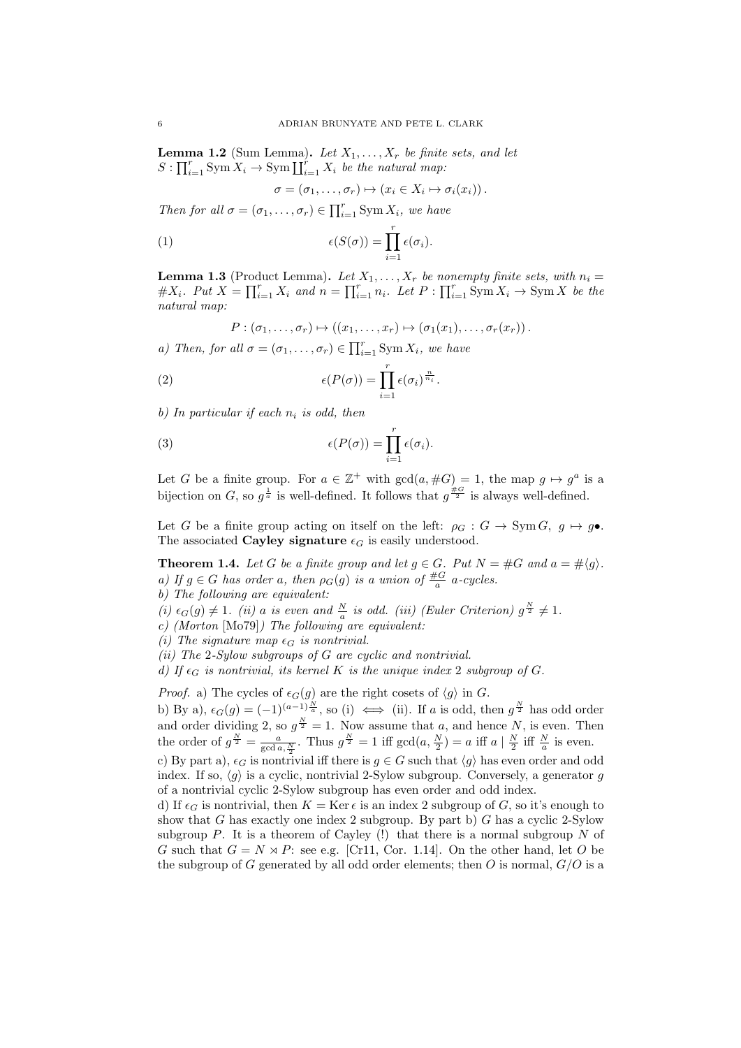**Lemma 1.2** (Sum Lemma)**.** *Let $X_1, \ldots, X_r$ be finite sets, and let $S : \prod_{i=1}^r \operatorname{Sym} X_i \to \operatorname{Sym} \coprod_{i=1}^r X_i$ be the natural map:*

$$\sigma = (\sigma_1, \ldots, \sigma_r) \mapsto (x_i \in X_i \mapsto \sigma_i(x_i)).$$

*Then for all $\sigma = (\sigma_1, \ldots, \sigma_r) \in \prod_{i=1}^r \operatorname{Sym} X_i$, we have*

$$\epsilon(S(\sigma)) = \prod_{i=1}^r \epsilon(\sigma_i). \tag{1}$$

**Lemma 1.3** (Product Lemma)**.** *Let $X_1, \ldots, X_r$ be nonempty finite sets, with $n_i = \# X_i$. Put $X = \prod_{i=1}^r X_i$ and $n = \prod_{i=1}^r n_i$. Let $P : \prod_{i=1}^r \operatorname{Sym} X_i \to \operatorname{Sym} X$ be the natural map:*

$$P : (\sigma_1, \ldots, \sigma_r) \mapsto ((x_1, \ldots, x_r) \mapsto (\sigma_1(x_1), \ldots, \sigma_r(x_r)).$$

*a) Then, for all $\sigma = (\sigma_1, \ldots, \sigma_r) \in \prod_{i=1}^r \operatorname{Sym} X_i$, we have*

$$\epsilon(P(\sigma)) = \prod_{i=1}^r \epsilon(\sigma_i)^{\frac{n}{n_i}}. \tag{2}$$

*b) In particular if each $n_i$ is odd, then*

$$\epsilon(P(\sigma)) = \prod_{i=1}^r \epsilon(\sigma_i). \tag{3}$$

Let $G$ be a finite group. For $a \in \mathbb{Z}^+$ with $\gcd(a, \# G) = 1$, the map $g \mapsto g^a$ is a bijection on $G$, so $g^{\frac{1}{a}}$ is well-defined. It follows that $g^{\frac{\# G}{2}}$ is always well-defined.

Let $G$ be a finite group acting on itself on the left: $\rho_G : G \to \operatorname{Sym} G$, $g \mapsto g \bullet$. The associated **Cayley signature** $\epsilon_G$ is easily understood.

**Theorem 1.4.** *Let $G$ be a finite group and let $g \in G$. Put $N = \# G$ and $a = \# \langle g \rangle$.*
*a) If $g \in G$ has order $a$, then $\rho_G(g)$ is a union of $\frac{\# G}{a}$ $a$-cycles.*
*b) The following are equivalent:*
*(i) $\epsilon_G(g) \neq 1$. (ii) $a$ is even and $\frac{N}{a}$ is odd. (iii) (Euler Criterion) $g^{\frac{N}{2}} \neq 1$.*
*c) (Morton [Mo79]) The following are equivalent:*
*(i) The signature map $\epsilon_G$ is nontrivial.*
*(ii) The 2-Sylow subgroups of $G$ are cyclic and nontrivial.*
*d) If $\epsilon_G$ is nontrivial, its kernel $K$ is the unique index 2 subgroup of $G$.*

*Proof.* a) The cycles of $\epsilon_G(g)$ are the right cosets of $\langle g \rangle$ in $G$.
b) By a), $\epsilon_G(g) = (-1)^{(a-1)\frac{N}{a}}$, so (i) $\iff$ (ii). If $a$ is odd, then $g^{\frac{N}{2}}$ has odd order and order dividing 2, so $g^{\frac{N}{2}} = 1$. Now assume that $a$, and hence $N$, is even. Then the order of $g^{\frac{N}{2}} = \frac{a}{\gcd a, \frac{N}{2}}$. Thus $g^{\frac{N}{2}} = 1$ iff $\gcd(a, \frac{N}{2}) = a$ iff $a \mid \frac{N}{2}$ iff $\frac{N}{a}$ is even.
c) By part a), $\epsilon_G$ is nontrivial iff there is $g \in G$ such that $\langle g \rangle$ has even order and odd index. If so, $\langle g \rangle$ is a cyclic, nontrivial 2-Sylow subgroup. Conversely, a generator $g$ of a nontrivial cyclic 2-Sylow subgroup has even order and odd index.
d) If $\epsilon_G$ is nontrivial, then $K = \operatorname{Ker} \epsilon$ is an index 2 subgroup of $G$, so it's enough to show that $G$ has exactly one index 2 subgroup. By part b) $G$ has a cyclic 2-Sylow subgroup $P$. It is a theorem of Cayley (!) that there is a normal subgroup $N$ of $G$ such that $G = N \rtimes P$: see e.g. [Cr11, Cor. 1.14]. On the other hand, let $O$ be the subgroup of $G$ generated by all odd order elements; then $O$ is normal, $G/O$ is a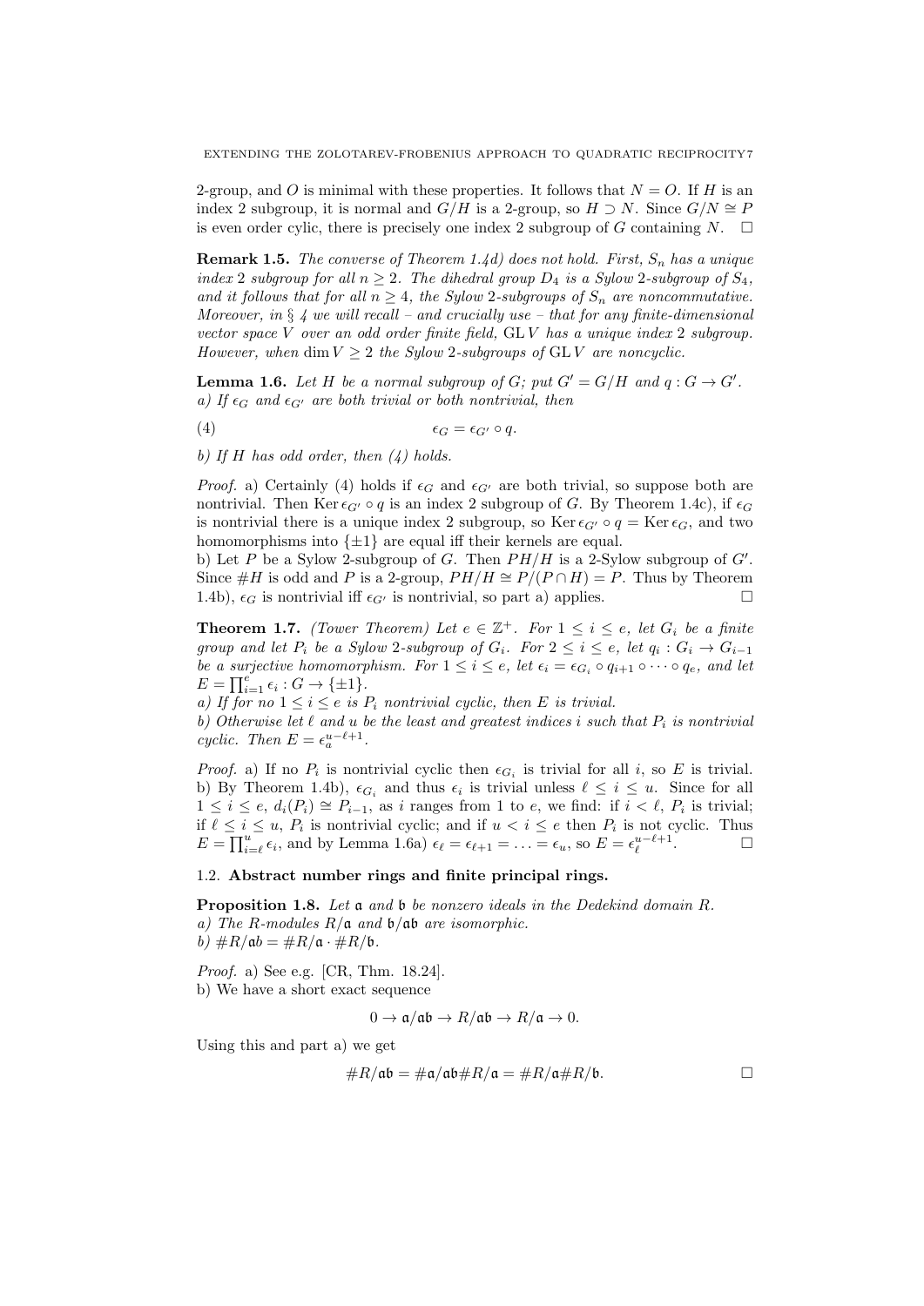2-group, and $O$ is minimal with these properties. It follows that $N = O$. If $H$ is an index 2 subgroup, it is normal and $G/H$ is a 2-group, so $H \supset N$. Since $G/N \cong P$ is even order cylic, there is precisely one index 2 subgroup of $G$ containing $N$. $\square$

**Remark 1.5.** *The converse of Theorem 1.4d) does not hold. First, $S_n$ has a unique index 2 subgroup for all $n \geq 2$. The dihedral group $D_4$ is a Sylow 2-subgroup of $S_4$, and it follows that for all $n \geq 4$, the Sylow 2-subgroups of $S_n$ are noncommutative. Moreover, in § 4 we will recall – and crucially use – that for any finite-dimensional vector space $V$ over an odd order finite field, $\operatorname{GL} V$ has a unique index 2 subgroup. However, when $\dim V \geq 2$ the Sylow 2-subgroups of $\operatorname{GL} V$ are noncyclic.*

**Lemma 1.6.** *Let $H$ be a normal subgroup of $G$; put $G' = G/H$ and $q : G \to G'$.*
*a) If $\epsilon_G$ and $\epsilon_{G'}$ are both trivial or both nontrivial, then*

$$\epsilon_G = \epsilon_{G'} \circ q. \tag{4}$$

*b) If $H$ has odd order, then (4) holds.*

*Proof.* a) Certainly (4) holds if $\epsilon_G$ and $\epsilon_{G'}$ are both trivial, so suppose both are nontrivial. Then $\operatorname{Ker} \epsilon_{G'} \circ q$ is an index 2 subgroup of $G$. By Theorem 1.4c), if $\epsilon_G$ is nontrivial there is a unique index 2 subgroup, so $\operatorname{Ker} \epsilon_{G'} \circ q = \operatorname{Ker} \epsilon_G$, and two homomorphisms into $\{\pm 1\}$ are equal iff their kernels are equal.
b) Let $P$ be a Sylow 2-subgroup of $G$. Then $PH/H$ is a 2-Sylow subgroup of $G'$. Since $\#H$ is odd and $P$ is a 2-group, $PH/H \cong P/(P \cap H) = P$. Thus by Theorem 1.4b), $\epsilon_G$ is nontrivial iff $\epsilon_{G'}$ is nontrivial, so part a) applies. $\square$

**Theorem 1.7.** *(Tower Theorem) Let $e \in \mathbb{Z}^+$. For $1 \leq i \leq e$, let $G_i$ be a finite group and let $P_i$ be a Sylow 2-subgroup of $G_i$. For $2 \leq i \leq e$, let $q_i : G_i \to G_{i-1}$ be a surjective homomorphism. For $1 \leq i \leq e$, let $\epsilon_i = \epsilon_{G_i} \circ q_{i+1} \circ \cdots \circ q_e$, and let $E = \prod_{i=1}^{e} \epsilon_i : G \to \{\pm 1\}$.*
*a) If for no $1 \leq i \leq e$ is $P_i$ nontrivial cyclic, then $E$ is trivial.*
*b) Otherwise let $\ell$ and $u$ be the least and greatest indices $i$ such that $P_i$ is nontrivial cyclic. Then $E = \epsilon_a^{u-\ell+1}$.*

*Proof.* a) If no $P_i$ is nontrivial cyclic then $\epsilon_{G_i}$ is trivial for all $i$, so $E$ is trivial.
b) By Theorem 1.4b), $\epsilon_{G_i}$ and thus $\epsilon_i$ is trivial unless $\ell \leq i \leq u$. Since for all $1 \leq i \leq e$, $d_i(P_i) \cong P_{i-1}$, as $i$ ranges from 1 to $e$, we find: if $i < \ell$, $P_i$ is trivial; if $\ell \leq i \leq u$, $P_i$ is nontrivial cyclic; and if $u < i \leq e$ then $P_i$ is not cyclic. Thus $E = \prod_{i=\ell}^{u} \epsilon_i$, and by Lemma 1.6a) $\epsilon_\ell = \epsilon_{\ell+1} = \ldots = \epsilon_u$, so $E = \epsilon_\ell^{u-\ell+1}$. $\square$

### 1.2. Abstract number rings and finite principal rings.

**Proposition 1.8.** *Let $\mathfrak{a}$ and $\mathfrak{b}$ be nonzero ideals in the Dedekind domain $R$.*
*a) The $R$-modules $R/\mathfrak{a}$ and $\mathfrak{b}/\mathfrak{a}\mathfrak{b}$ are isomorphic.*
*b) $\#R/\mathfrak{a}\mathfrak{b} = \#R/\mathfrak{a} \cdot \#R/\mathfrak{b}$.*

*Proof.* a) See e.g. [CR, Thm. 18.24].
b) We have a short exact sequence

$$0 \to \mathfrak{a}/\mathfrak{a}\mathfrak{b} \to R/\mathfrak{a}\mathfrak{b} \to R/\mathfrak{a} \to 0.$$

Using this and part a) we get

$$\#R/\mathfrak{a}\mathfrak{b} = \#\mathfrak{a}/\mathfrak{a}\mathfrak{b}\#R/\mathfrak{a} = \#R/\mathfrak{a}\#R/\mathfrak{b}.$$

$\square$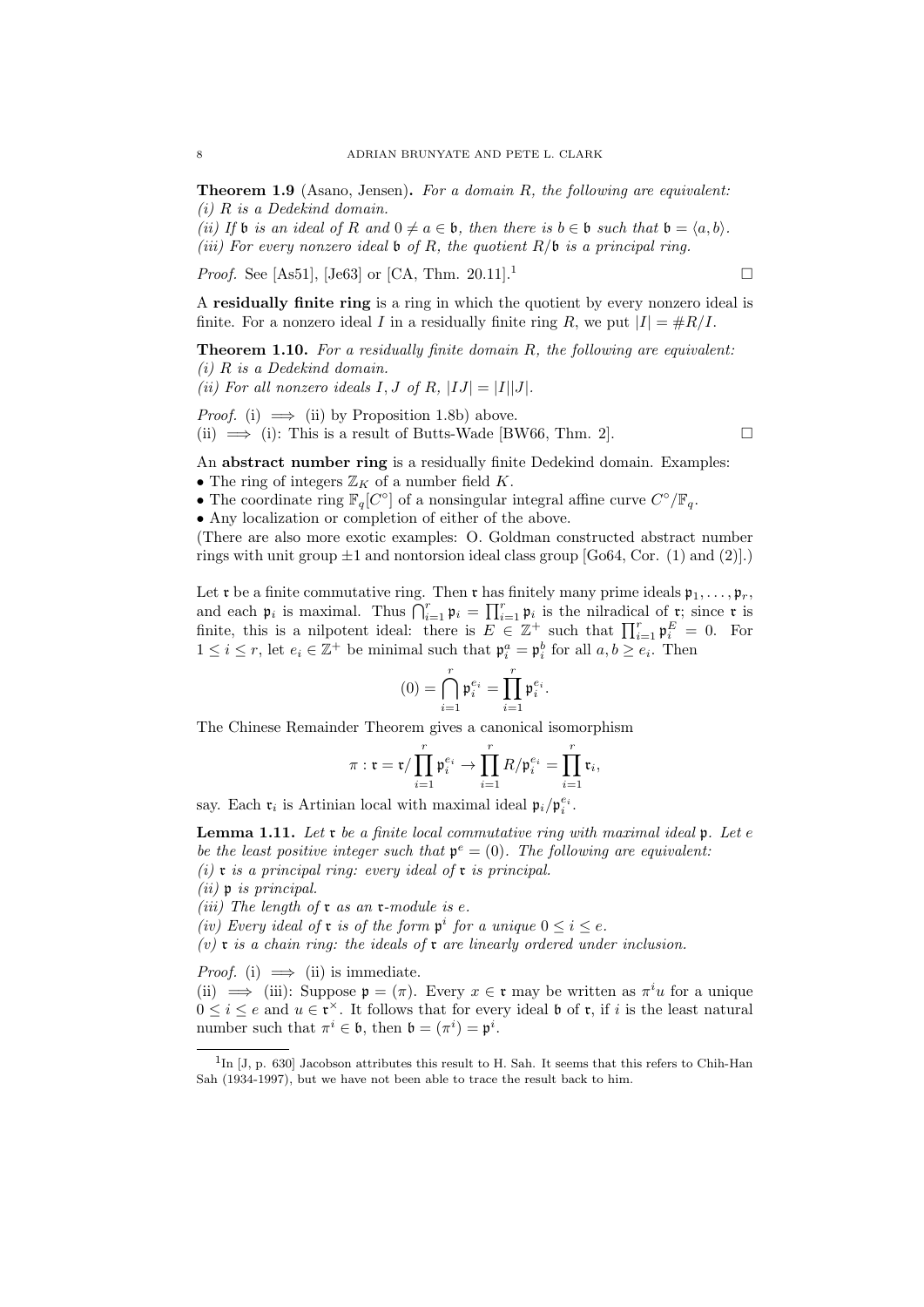**Theorem 1.9** (Asano, Jensen)**.** *For a domain $R$, the following are equivalent:*
*(i) $R$ is a Dedekind domain.*
*(ii) If $\mathfrak{b}$ is an ideal of $R$ and $0 \neq a \in \mathfrak{b}$, then there is $b \in \mathfrak{b}$ such that $\mathfrak{b} = \langle a, b \rangle$.*
*(iii) For every nonzero ideal $\mathfrak{b}$ of $R$, the quotient $R/\mathfrak{b}$ is a principal ring.*

*Proof.* See [As51], [Je63] or [CA, Thm. 20.11].[1] □

A **residually finite ring** is a ring in which the quotient by every nonzero ideal is finite. For a nonzero ideal $I$ in a residually finite ring $R$, we put $|I| = \#R/I$.

**Theorem 1.10.** *For a residually finite domain $R$, the following are equivalent:*
*(i) $R$ is a Dedekind domain.*
*(ii) For all nonzero ideals $I, J$ of $R$, $|IJ| = |I||J|$.*

*Proof.* (i) $\implies$ (ii) by Proposition 1.8b) above.
(ii) $\implies$ (i): This is a result of Butts-Wade [BW66, Thm. 2]. □

An **abstract number ring** is a residually finite Dedekind domain. Examples:
- The ring of integers $\mathbb{Z}_K$ of a number field $K$.
- The coordinate ring $\mathbb{F}_q[C^\circ]$ of a nonsingular integral affine curve $C^\circ/\mathbb{F}_q$.
- Any localization or completion of either of the above.

(There are also more exotic examples: O. Goldman constructed abstract number rings with unit group $\pm 1$ and nontorsion ideal class group [Go64, Cor. (1) and (2)].)

Let $\mathfrak{r}$ be a finite commutative ring. Then $\mathfrak{r}$ has finitely many prime ideals $\mathfrak{p}_1, \ldots, \mathfrak{p}_r$, and each $\mathfrak{p}_i$ is maximal. Thus $\bigcap_{i=1}^r \mathfrak{p}_i = \prod_{i=1}^r \mathfrak{p}_i$ is the nilradical of $\mathfrak{r}$; since $\mathfrak{r}$ is finite, this is a nilpotent ideal: there is $E \in \mathbb{Z}^+$ such that $\prod_{i=1}^r \mathfrak{p}_i^E = 0$. For $1 \leq i \leq r$, let $e_i \in \mathbb{Z}^+$ be minimal such that $\mathfrak{p}_i^a = \mathfrak{p}_i^b$ for all $a, b \geq e_i$. Then

$$(0) = \bigcap_{i=1}^r \mathfrak{p}_i^{e_i} = \prod_{i=1}^r \mathfrak{p}_i^{e_i}.$$

The Chinese Remainder Theorem gives a canonical isomorphism

$$\pi : \mathfrak{r} = \mathfrak{r}/\prod_{i=1}^r \mathfrak{p}_i^{e_i} \to \prod_{i=1}^r R/\mathfrak{p}_i^{e_i} = \prod_{i=1}^r \mathfrak{r}_i,$$

say. Each $\mathfrak{r}_i$ is Artinian local with maximal ideal $\mathfrak{p}_i/\mathfrak{p}_i^{e_i}$.

**Lemma 1.11.** *Let $\mathfrak{r}$ be a finite local commutative ring with maximal ideal $\mathfrak{p}$. Let $e$ be the least positive integer such that $\mathfrak{p}^e = (0)$. The following are equivalent:*
*(i) $\mathfrak{r}$ is a principal ring: every ideal of $\mathfrak{r}$ is principal.*
*(ii) $\mathfrak{p}$ is principal.*
*(iii) The length of $\mathfrak{r}$ as an $\mathfrak{r}$-module is $e$.*
*(iv) Every ideal of $\mathfrak{r}$ is of the form $\mathfrak{p}^i$ for a unique $0 \leq i \leq e$.*
*(v) $\mathfrak{r}$ is a chain ring: the ideals of $\mathfrak{r}$ are linearly ordered under inclusion.*

*Proof.* (i) $\implies$ (ii) is immediate.
(ii) $\implies$ (iii): Suppose $\mathfrak{p} = (\pi)$. Every $x \in \mathfrak{r}$ may be written as $\pi^i u$ for a unique $0 \leq i \leq e$ and $u \in \mathfrak{r}^\times$. It follows that for every ideal $\mathfrak{b}$ of $\mathfrak{r}$, if $i$ is the least natural number such that $\pi^i \in \mathfrak{b}$, then $\mathfrak{b} = (\pi^i) = \mathfrak{p}^i$.

[1] In [J, p. 630] Jacobson attributes this result to H. Sah. It seems that this refers to Chih-Han Sah (1934-1997), but we have not been able to trace the result back to him.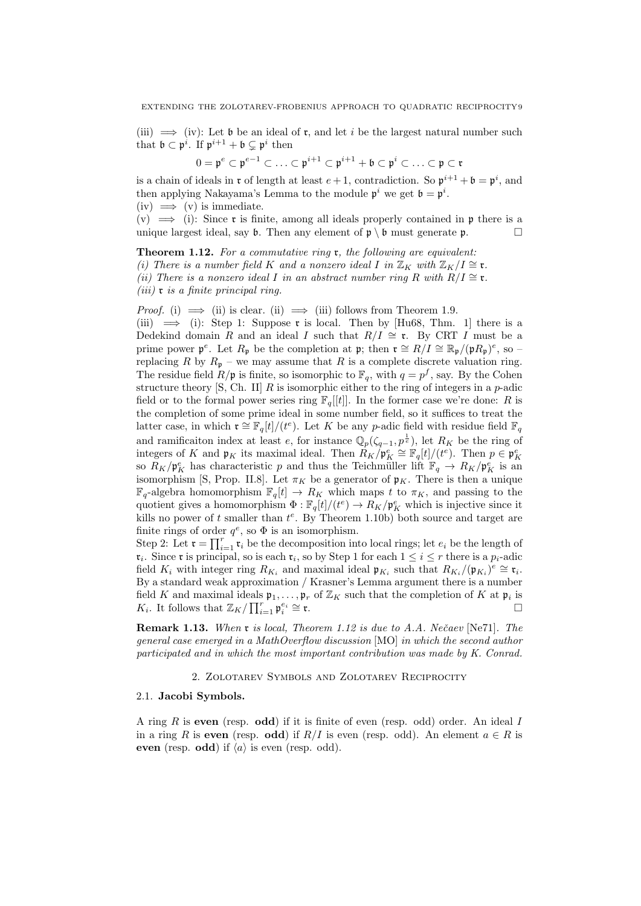(iii) $\implies$ (iv): Let $\mathfrak{b}$ be an ideal of $\mathfrak{r}$, and let $i$ be the largest natural number such that $\mathfrak{b} \subset \mathfrak{p}^i$. If $\mathfrak{p}^{i+1} + \mathfrak{b} \subsetneq \mathfrak{p}^i$ then

$$0 = \mathfrak{p}^e \subset \mathfrak{p}^{e-1} \subset \ldots \subset \mathfrak{p}^{i+1} \subset \mathfrak{p}^{i+1} + \mathfrak{b} \subset \mathfrak{p}^i \subset \ldots \subset \mathfrak{p} \subset \mathfrak{r}$$

is a chain of ideals in $\mathfrak{r}$ of length at least $e+1$, contradiction. So $\mathfrak{p}^{i+1} + \mathfrak{b} = \mathfrak{p}^i$, and then applying Nakayama's Lemma to the module $\mathfrak{p}^i$ we get $\mathfrak{b} = \mathfrak{p}^i$.

(iv) $\implies$ (v) is immediate.

(v) $\implies$ (i): Since $\mathfrak{r}$ is finite, among all ideals properly contained in $\mathfrak{p}$ there is a unique largest ideal, say $\mathfrak{b}$. Then any element of $\mathfrak{p} \setminus \mathfrak{b}$ must generate $\mathfrak{p}$. $\square$

**Theorem 1.12.** *For a commutative ring $\mathfrak{r}$, the following are equivalent:*
*(i) There is a number field $K$ and a nonzero ideal $I$ in $\mathbb{Z}_K$ with $\mathbb{Z}_K/I \cong \mathfrak{r}$.*
*(ii) There is a nonzero ideal $I$ in an abstract number ring $R$ with $R/I \cong \mathfrak{r}$.*
*(iii) $\mathfrak{r}$ is a finite principal ring.*

*Proof.* (i) $\implies$ (ii) is clear. (ii) $\implies$ (iii) follows from Theorem 1.9.

(iii) $\implies$ (i): Step 1: Suppose $\mathfrak{r}$ is local. Then by [Hu68, Thm. 1] there is a Dedekind domain $R$ and an ideal $I$ such that $R/I \cong \mathfrak{r}$. By CRT $I$ must be a prime power $\mathfrak{p}^e$. Let $R_\mathfrak{p}$ be the completion at $\mathfrak{p}$; then $\mathfrak{r} \cong R/I \cong \mathbb{R}_\mathfrak{p}/(\mathfrak{p}R_\mathfrak{p})^e$, so – replacing $R$ by $R_\mathfrak{p}$ – we may assume that $R$ is a complete discrete valuation ring. The residue field $R/\mathfrak{p}$ is finite, so isomorphic to $\mathbb{F}_q$, with $q = p^f$, say. By the Cohen structure theory [S, Ch. II] $R$ is isomorphic either to the ring of integers in a $p$-adic field or to the formal power series ring $\mathbb{F}_q[[t]]$. In the former case we're done: $R$ is the completion of some prime ideal in some number field, so it suffices to treat the latter case, in which $\mathfrak{r} \cong \mathbb{F}_q[t]/(t^e)$. Let $K$ be any $p$-adic field with residue field $\mathbb{F}_q$ and ramificaiton index at least $e$, for instance $\mathbb{Q}_p(\zeta_{q-1}, p^{\frac{1}{e}})$, let $R_K$ be the ring of integers of $K$ and $\mathfrak{p}_K$ its maximal ideal. Then $R_K/\mathfrak{p}_K^e \cong \mathbb{F}_q[t]/(t^e)$. Then $p \in \mathfrak{p}_K^e$ so $R_K/\mathfrak{p}_K^e$ has characteristic $p$ and thus the Teichmüller lift $\mathbb{F}_q \to R_K/\mathfrak{p}_K^e$ is an isomorphism [S, Prop. II.8]. Let $\pi_K$ be a generator of $\mathfrak{p}_K$. There is then a unique $\mathbb{F}_q$-algebra homomorphism $\mathbb{F}_q[t] \to R_K$ which maps $t$ to $\pi_K$, and passing to the quotient gives a homomorphism $\Phi : \mathbb{F}_q[t]/(t^e) \to R_K/\mathfrak{p}_K^e$ which is injective since it kills no power of $t$ smaller than $t^e$. By Theorem 1.10b) both source and target are finite rings of order $q^e$, so $\Phi$ is an isomorphism.

Step 2: Let $\mathfrak{r} = \prod_{i=1}^r \mathfrak{r}_i$ be the decomposition into local rings; let $e_i$ be the length of $\mathfrak{r}_i$. Since $\mathfrak{r}$ is principal, so is each $\mathfrak{r}_i$, so by Step 1 for each $1 \leq i \leq r$ there is a $p_i$-adic field $K_i$ with integer ring $R_{K_i}$ and maximal ideal $\mathfrak{p}_{K_i}$ such that $R_{K_i}/(\mathfrak{p}_{K_i})^e \cong \mathfrak{r}_i$. By a standard weak approximation / Krasner's Lemma argument there is a number field $K$ and maximal ideals $\mathfrak{p}_1, \ldots, \mathfrak{p}_r$ of $\mathbb{Z}_K$ such that the completion of $K$ at $\mathfrak{p}_i$ is $K_i$. It follows that $\mathbb{Z}_K / \prod_{i=1}^r \mathfrak{p}_i^{e_i} \cong \mathfrak{r}$. $\square$

**Remark 1.13.** *When $\mathfrak{r}$ is local, Theorem 1.12 is due to A.A. Nečaev* [Ne71]*. The general case emerged in a MathOverflow discussion* [MO] *in which the second author participated and in which the most important contribution was made by K. Conrad.*

## 2. Zolotarev Symbols and Zolotarev Reciprocity

### 2.1. Jacobi Symbols.

A ring $R$ is **even** (resp. **odd**) if it is finite of even (resp. odd) order. An ideal $I$ in a ring $R$ is **even** (resp. **odd**) if $R/I$ is even (resp. odd). An element $a \in R$ is **even** (resp. **odd**) if $\langle a \rangle$ is even (resp. odd).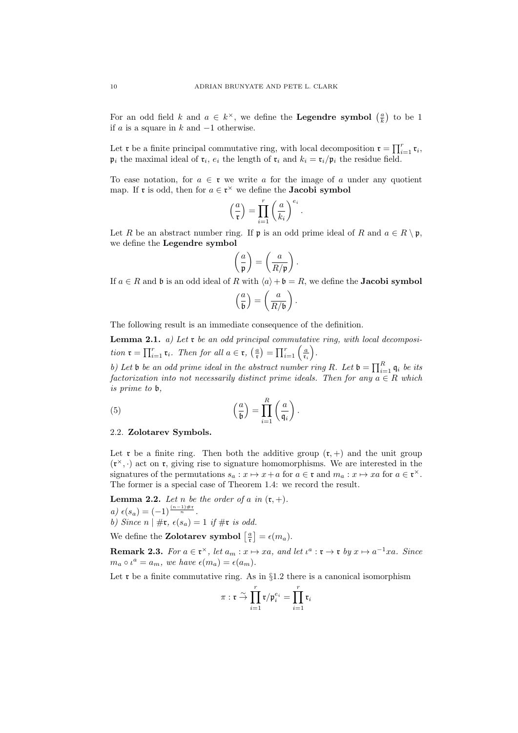For an odd field $k$ and $a \in k^\times$, we define the **Legendre symbol** $\left(\frac{a}{k}\right)$ to be 1 if $a$ is a square in $k$ and $-1$ otherwise.

Let $\mathfrak{r}$ be a finite principal commutative ring, with local decomposition $\mathfrak{r} = \prod_{i=1}^r \mathfrak{r}_i$, $\mathfrak{p}_i$ the maximal ideal of $\mathfrak{r}_i$, $e_i$ the length of $\mathfrak{r}_i$ and $k_i = \mathfrak{r}_i/\mathfrak{p}_i$ the residue field.

To ease notation, for $a \in \mathfrak{r}$ we write $a$ for the image of $a$ under any quotient map. If $\mathfrak{r}$ is odd, then for $a \in \mathfrak{r}^\times$ we define the **Jacobi symbol**

$$\left(\frac{a}{\mathfrak{r}}\right) = \prod_{i=1}^r \left(\frac{a}{k_i}\right)^{e_i}.$$

Let $R$ be an abstract number ring. If $\mathfrak{p}$ is an odd prime ideal of $R$ and $a \in R \setminus \mathfrak{p}$, we define the **Legendre symbol**

$$\left(\frac{a}{\mathfrak{p}}\right) = \left(\frac{a}{R/\mathfrak{p}}\right).$$

If $a \in R$ and $\mathfrak{b}$ is an odd ideal of $R$ with $\langle a \rangle + \mathfrak{b} = R$, we define the **Jacobi symbol**

$$\left(\frac{a}{\mathfrak{b}}\right) = \left(\frac{a}{R/\mathfrak{b}}\right).$$

The following result is an immediate consequence of the definition.

**Lemma 2.1.** *a) Let $\mathfrak{r}$ be an odd principal commutative ring, with local decomposition $\mathfrak{r} = \prod_{i=1}^r \mathfrak{r}_i$. Then for all $a \in \mathfrak{r}$, $\left(\frac{a}{\mathfrak{r}}\right) = \prod_{i=1}^r \left(\frac{a}{\mathfrak{r}_i}\right)$.*

*b) Let $\mathfrak{b}$ be an odd prime ideal in the abstract number ring $R$. Let $\mathfrak{b} = \prod_{i=1}^R \mathfrak{q}_i$ be its factorization into not necessarily distinct prime ideals. Then for any $a \in R$ which is prime to $\mathfrak{b}$,*

$$\left(\frac{a}{\mathfrak{b}}\right) = \prod_{i=1}^R \left(\frac{a}{\mathfrak{q}_i}\right). \tag{5}$$

### 2.2. Zolotarev Symbols.

Let $\mathfrak{r}$ be a finite ring. Then both the additive group $(\mathfrak{r}, +)$ and the unit group $(\mathfrak{r}^\times, \cdot)$ act on $\mathfrak{r}$, giving rise to signature homomorphisms. We are interested in the signatures of the permutations $s_a : x \mapsto x + a$ for $a \in \mathfrak{r}$ and $m_a : x \mapsto xa$ for $a \in \mathfrak{r}^\times$. The former is a special case of Theorem 1.4: we record the result.

**Lemma 2.2.** *Let $n$ be the order of $a$ in $(\mathfrak{r}, +)$.*
*a) $\epsilon(s_a) = (-1)^{\frac{(n-1)\#\mathfrak{r}}{n}}$.*
*b) Since $n \mid \#\mathfrak{r}$, $\epsilon(s_a) = 1$ if $\#\mathfrak{r}$ is odd.*

We define the **Zolotarev symbol** $\left[\frac{a}{\mathfrak{r}}\right] = \epsilon(m_a)$.

**Remark 2.3.** *For $a \in \mathfrak{r}^\times$, let $a_m : x \mapsto xa$, and let $\iota^a : \mathfrak{r} \to \mathfrak{r}$ by $x \mapsto a^{-1}xa$. Since $m_a \circ \iota^a = a_m$, we have $\epsilon(m_a) = \epsilon(a_m)$.*

Let $\mathfrak{r}$ be a finite commutative ring. As in §1.2 there is a canonical isomorphism

$$\pi : \mathfrak{r} \xrightarrow{\sim} \prod_{i=1}^r \mathfrak{r}/\mathfrak{p}_i^{e_i} = \prod_{i=1}^r \mathfrak{r}_i$$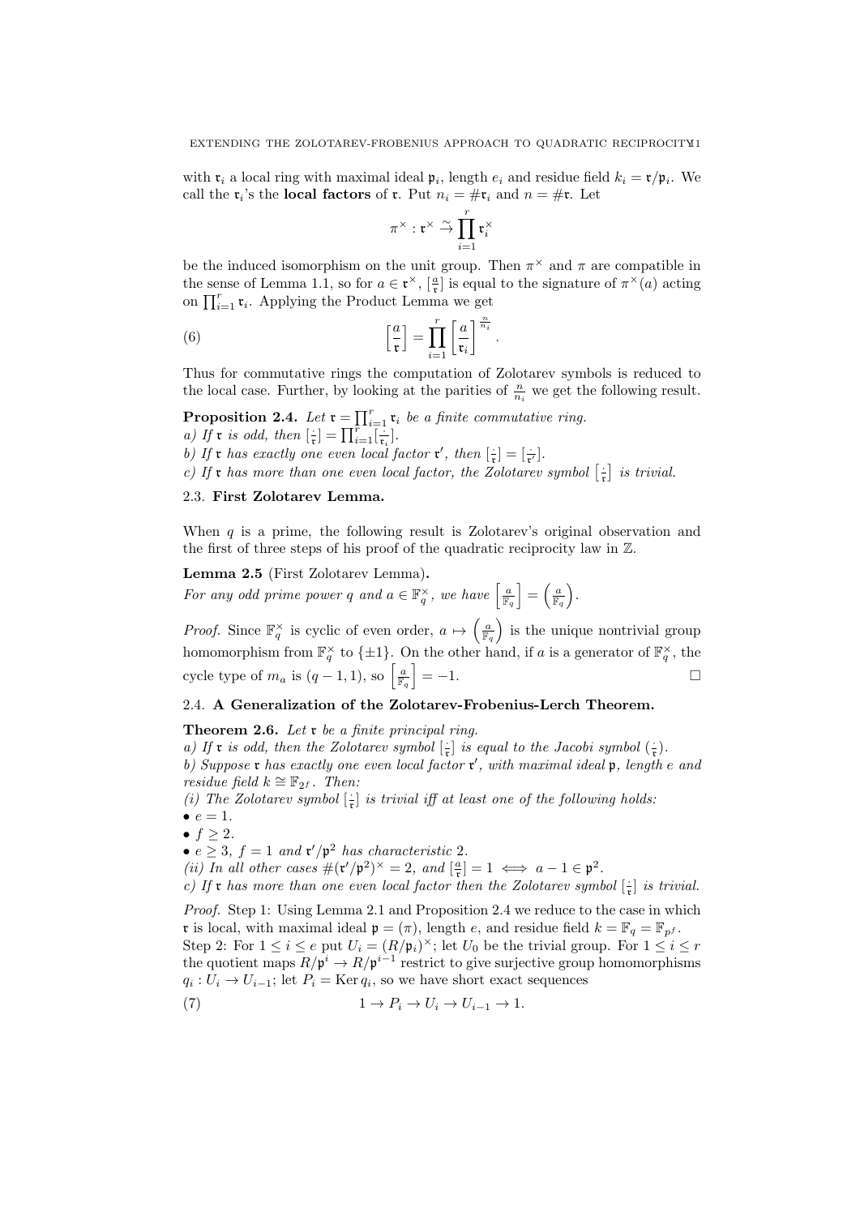with $\mathfrak{r}_i$ a local ring with maximal ideal $\mathfrak{p}_i$, length $e_i$ and residue field $k_i = \mathfrak{r}/\mathfrak{p}_i$. We call the $\mathfrak{r}_i$'s the **local factors** of $\mathfrak{r}$. Put $n_i = \#\mathfrak{r}_i$ and $n = \#\mathfrak{r}$. Let

$$\pi^\times : \mathfrak{r}^\times \xrightarrow{\sim} \prod_{i=1}^r \mathfrak{r}_i^\times$$

be the induced isomorphism on the unit group. Then $\pi^\times$ and $\pi$ are compatible in the sense of Lemma 1.1, so for $a \in \mathfrak{r}^\times$, $[\frac{a}{\mathfrak{r}}]$ is equal to the signature of $\pi^\times(a)$ acting on $\prod_{i=1}^r \mathfrak{r}_i$. Applying the Product Lemma we get

$$\left[\frac{a}{\mathfrak{r}}\right] = \prod_{i=1}^r \left[\frac{a}{\mathfrak{r}_i}\right]^{\frac{n}{n_i}}. \tag{6}$$

Thus for commutative rings the computation of Zolotarev symbols is reduced to the local case. Further, by looking at the parities of $\frac{n}{n_i}$ we get the following result.

**Proposition 2.4.** *Let $\mathfrak{r} = \prod_{i=1}^r \mathfrak{r}_i$ be a finite commutative ring.*
*a) If $\mathfrak{r}$ is odd, then $[\frac{\cdot}{\mathfrak{r}}] = \prod_{i=1}^r [\frac{\cdot}{\mathfrak{r}_i}]$.*
*b) If $\mathfrak{r}$ has exactly one even local factor $\mathfrak{r}'$, then $[\frac{\cdot}{\mathfrak{r}}] = [\frac{\cdot}{\mathfrak{r}'}]$.*
*c) If $\mathfrak{r}$ has more than one even local factor, the Zolotarev symbol $\left[\frac{\cdot}{\mathfrak{r}}\right]$ is trivial.*

### 2.3. First Zolotarev Lemma.

When $q$ is a prime, the following result is Zolotarev's original observation and the first of three steps of his proof of the quadratic reciprocity law in $\mathbb{Z}$.

**Lemma 2.5** (First Zolotarev Lemma)**.**
*For any odd prime power $q$ and $a \in \mathbb{F}_q^\times$, we have $\left[\frac{a}{\mathbb{F}_q}\right] = \left(\frac{a}{\mathbb{F}_q}\right)$.*

*Proof.* Since $\mathbb{F}_q^\times$ is cyclic of even order, $a \mapsto \left(\frac{a}{\mathbb{F}_q}\right)$ is the unique nontrivial group homomorphism from $\mathbb{F}_q^\times$ to $\{\pm 1\}$. On the other hand, if $a$ is a generator of $\mathbb{F}_q^\times$, the cycle type of $m_a$ is $(q-1, 1)$, so $\left[\frac{a}{\mathbb{F}_q}\right] = -1$. $\square$

### 2.4. A Generalization of the Zolotarev-Frobenius-Lerch Theorem.

**Theorem 2.6.** *Let $\mathfrak{r}$ be a finite principal ring.*
*a) If $\mathfrak{r}$ is odd, then the Zolotarev symbol $[\frac{\cdot}{\mathfrak{r}}]$ is equal to the Jacobi symbol $(\frac{\cdot}{\mathfrak{r}})$.*
*b) Suppose $\mathfrak{r}$ has exactly one even local factor $\mathfrak{r}'$, with maximal ideal $\mathfrak{p}$, length $e$ and residue field $k \cong \mathbb{F}_{2^f}$. Then:*
*(i) The Zolotarev symbol $[\frac{\cdot}{\mathfrak{r}}]$ is trivial iff at least one of the following holds:*
- *$e = 1$.*
- *$f \geq 2$.*
- *$e \geq 3$, $f = 1$ and $\mathfrak{r}'/\mathfrak{p}^2$ has characteristic $2$.*

*(ii) In all other cases $\#(\mathfrak{r}'/\mathfrak{p}^2)^\times = 2$, and $[\frac{a}{\mathfrak{r}}] = 1 \iff a - 1 \in \mathfrak{p}^2$.*
*c) If $\mathfrak{r}$ has more than one even local factor then the Zolotarev symbol $[\frac{\cdot}{\mathfrak{r}}]$ is trivial.*

*Proof.* Step 1: Using Lemma 2.1 and Proposition 2.4 we reduce to the case in which $\mathfrak{r}$ is local, with maximal ideal $\mathfrak{p} = (\pi)$, length $e$, and residue field $k = \mathbb{F}_q = \mathbb{F}_{p^f}$.
Step 2: For $1 \leq i \leq e$ put $U_i = (R/\mathfrak{p}_i)^\times$; let $U_0$ be the trivial group. For $1 \leq i \leq r$ the quotient maps $R/\mathfrak{p}^i \to R/\mathfrak{p}^{i-1}$ restrict to give surjective group homomorphisms $q_i : U_i \to U_{i-1}$; let $P_i = \operatorname{Ker} q_i$, so we have short exact sequences

$$1 \to P_i \to U_i \to U_{i-1} \to 1. \tag{7}$$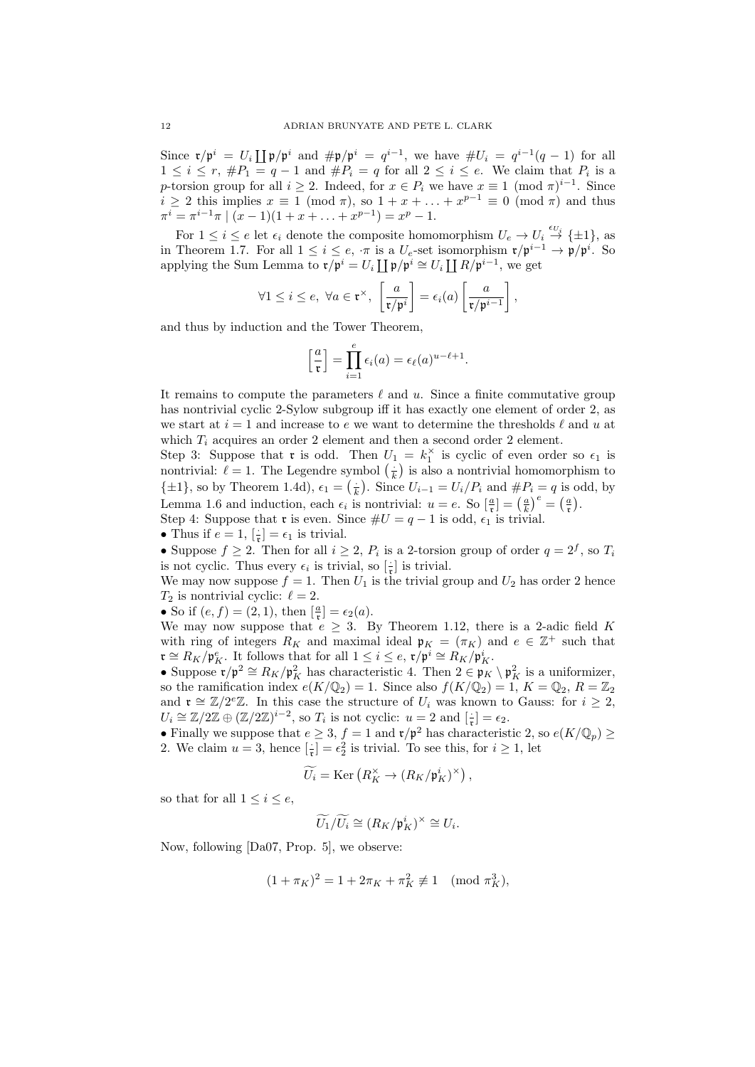Since $\mathfrak{r}/\mathfrak{p}^i = U_i \coprod \mathfrak{p}/\mathfrak{p}^i$ and $\#\mathfrak{p}/\mathfrak{p}^i = q^{i-1}$, we have $\#U_i = q^{i-1}(q-1)$ for all $1 \leq i \leq r$, $\#P_1 = q-1$ and $\#P_i = q$ for all $2 \leq i \leq e$. We claim that $P_i$ is a $p$-torsion group for all $i \geq 2$. Indeed, for $x \in P_i$ we have $x \equiv 1 \pmod{\pi}^{i-1}$. Since $i \geq 2$ this implies $x \equiv 1 \pmod{\pi}$, so $1 + x + \ldots + x^{p-1} \equiv 0 \pmod{\pi}$ and thus $\pi^i = \pi^{i-1}\pi \mid (x-1)(1 + x + \ldots + x^{p-1}) = x^p - 1$.

For $1 \leq i \leq e$ let $\epsilon_i$ denote the composite homomorphism $U_e \to U_i \stackrel{\epsilon_{U_i}}{\to} \{\pm 1\}$, as in Theorem 1.7. For all $1 \leq i \leq e$, $\cdot\pi$ is a $U_e$-set isomorphism $\mathfrak{r}/\mathfrak{p}^{i-1} \to \mathfrak{p}/\mathfrak{p}^i$. So applying the Sum Lemma to $\mathfrak{r}/\mathfrak{p}^i = U_i \coprod \mathfrak{p}/\mathfrak{p}^i \cong U_i \coprod R/\mathfrak{p}^{i-1}$, we get

$$\forall 1 \leq i \leq e, \ \forall a \in \mathfrak{r}^\times, \ \left[\frac{a}{\mathfrak{r}/\mathfrak{p}^i}\right] = \epsilon_i(a) \left[\frac{a}{\mathfrak{r}/\mathfrak{p}^{i-1}}\right],$$

and thus by induction and the Tower Theorem,

$$\left[\frac{a}{\mathfrak{r}}\right] = \prod_{i=1}^{e} \epsilon_i(a) = \epsilon_\ell(a)^{u-\ell+1}.$$

It remains to compute the parameters $\ell$ and $u$. Since a finite commutative group has nontrivial cyclic 2-Sylow subgroup iff it has exactly one element of order 2, as we start at $i = 1$ and increase to $e$ we want to determine the thresholds $\ell$ and $u$ at which $T_i$ acquires an order 2 element and then a second order 2 element.

Step 3: Suppose that $\mathfrak{r}$ is odd. Then $U_1 = k_1^\times$ is cyclic of even order so $\epsilon_1$ is nontrivial: $\ell = 1$. The Legendre symbol $\left(\frac{\cdot}{k}\right)$ is also a nontrivial homomorphism to $\{\pm 1\}$, so by Theorem 1.4d), $\epsilon_1 = \left(\frac{\cdot}{k}\right)$. Since $U_{i-1} = U_i/P_i$ and $\#P_i = q$ is odd, by Lemma 1.6 and induction, each $\epsilon_i$ is nontrivial: $u = e$. So $\left[\frac{a}{\mathfrak{r}}\right] = \left(\frac{a}{k}\right)^e = \left(\frac{a}{\mathfrak{r}}\right)$.

Step 4: Suppose that $\mathfrak{r}$ is even. Since $\#U = q-1$ is odd, $\epsilon_1$ is trivial.

- Thus if $e = 1$, $\left[\frac{\cdot}{\mathfrak{r}}\right] = \epsilon_1$ is trivial.
- Suppose $f \geq 2$. Then for all $i \geq 2$, $P_i$ is a 2-torsion group of order $q = 2^f$, so $T_i$ is not cyclic. Thus every $\epsilon_i$ is trivial, so $\left[\frac{\cdot}{\mathfrak{r}}\right]$ is trivial.

We may now suppose $f = 1$. Then $U_1$ is the trivial group and $U_2$ has order 2 hence $T_2$ is nontrivial cyclic: $\ell = 2$.

- So if $(e, f) = (2, 1)$, then $\left[\frac{a}{\mathfrak{r}}\right] = \epsilon_2(a)$.

We may now suppose that $e \geq 3$. By Theorem 1.12, there is a 2-adic field $K$ with ring of integers $R_K$ and maximal ideal $\mathfrak{p}_K = (\pi_K)$ and $e \in \mathbb{Z}^+$ such that $\mathfrak{r} \cong R_K/\mathfrak{p}_K^e$. It follows that for all $1 \leq i \leq e$, $\mathfrak{r}/\mathfrak{p}^i \cong R_K/\mathfrak{p}_K^i$.

- Suppose $\mathfrak{r}/\mathfrak{p}^2 \cong R_K/\mathfrak{p}_K^2$ has characteristic 4. Then $2 \in \mathfrak{p}_K \setminus \mathfrak{p}_K^2$ is a uniformizer, so the ramification index $e(K/\mathbb{Q}_2) = 1$. Since also $f(K/\mathbb{Q}_2) = 1$, $K = \mathbb{Q}_2$, $R = \mathbb{Z}_2$ and $\mathfrak{r} \cong \mathbb{Z}/2^e\mathbb{Z}$. In this case the structure of $U_i$ was known to Gauss: for $i \geq 2$, $U_i \cong \mathbb{Z}/2\mathbb{Z} \oplus (\mathbb{Z}/2\mathbb{Z})^{i-2}$, so $T_i$ is not cyclic: $u = 2$ and $\left[\frac{\cdot}{\mathfrak{r}}\right] = \epsilon_2$.
- Finally we suppose that $e \geq 3$, $f = 1$ and $\mathfrak{r}/\mathfrak{p}^2$ has characteristic 2, so $e(K/\mathbb{Q}_p) \geq 2$. We claim $u = 3$, hence $\left[\frac{\cdot}{\mathfrak{r}}\right] = \epsilon_2^2$ is trivial. To see this, for $i \geq 1$, let

$$\widetilde{U_i} = \operatorname{Ker}\left(R_K^\times \to (R_K/\mathfrak{p}_K^i)^\times\right),$$

so that for all $1 \leq i \leq e$,

$$\widetilde{U_1}/\widetilde{U_i} \cong (R_K/\mathfrak{p}_K^i)^\times \cong U_i.$$

Now, following [Da07, Prop. 5], we observe:

$$(1 + \pi_K)^2 = 1 + 2\pi_K + \pi_K^2 \not\equiv 1 \pmod{\pi_K^3},$$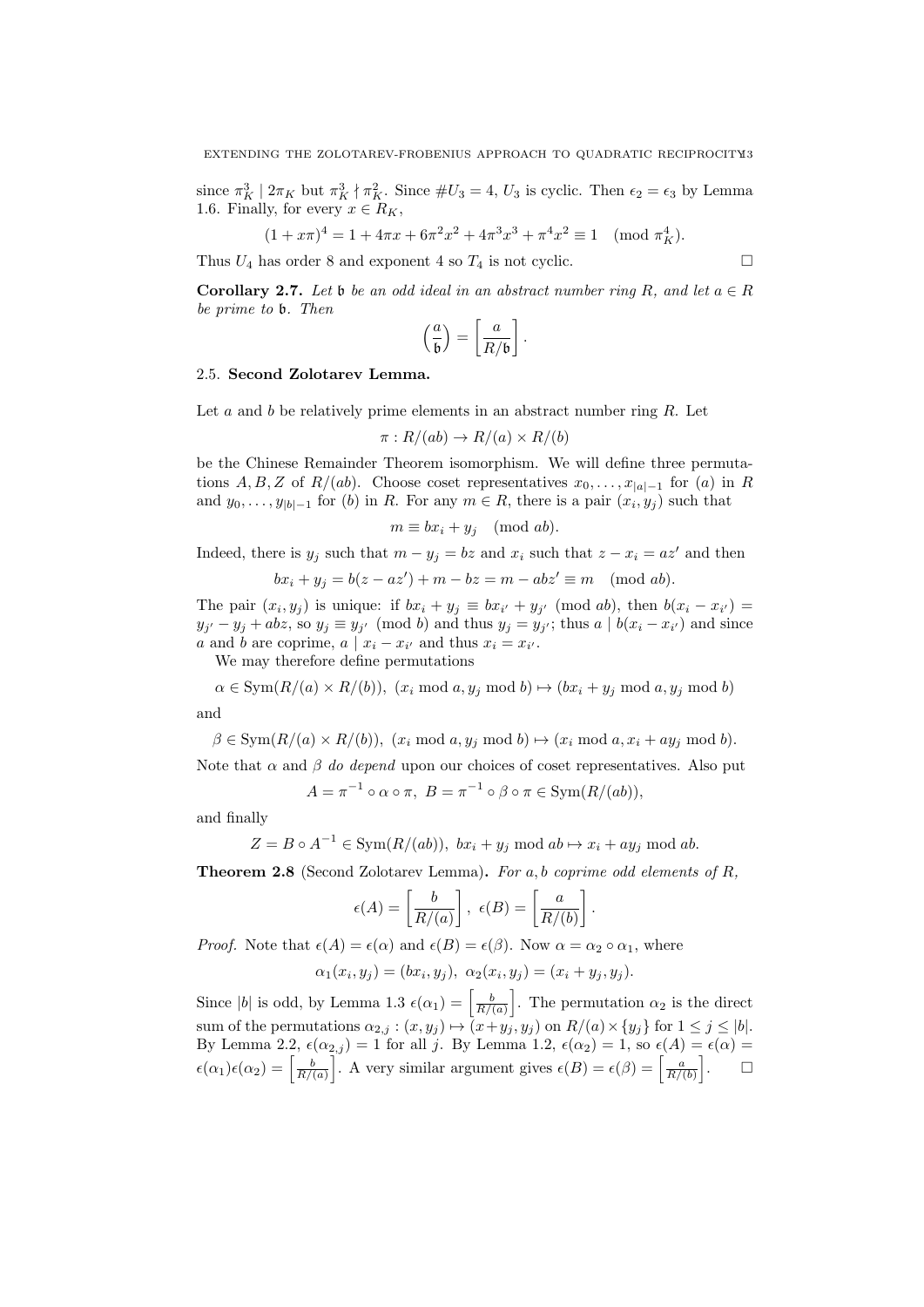since $\pi_K^3 \mid 2\pi_K$ but $\pi_K^3 \nmid \pi_K^2$. Since $\#U_3 = 4$, $U_3$ is cyclic. Then $\epsilon_2 = \epsilon_3$ by Lemma 1.6. Finally, for every $x \in R_K$,

$$(1 + x\pi)^4 = 1 + 4\pi x + 6\pi^2 x^2 + 4\pi^3 x^3 + \pi^4 x^2 \equiv 1 \pmod{\pi_K^4}.$$

Thus $U_4$ has order 8 and exponent 4 so $T_4$ is not cyclic. $\square$

**Corollary 2.7.** *Let $\mathfrak{b}$ be an odd ideal in an abstract number ring $R$, and let $a \in R$ be prime to $\mathfrak{b}$. Then*

$$\left(\frac{a}{\mathfrak{b}}\right) = \left[\frac{a}{R/\mathfrak{b}}\right].$$

### 2.5. Second Zolotarev Lemma.

Let $a$ and $b$ be relatively prime elements in an abstract number ring $R$. Let

$$\pi : R/(ab) \to R/(a) \times R/(b)$$

be the Chinese Remainder Theorem isomorphism. We will define three permutations $A, B, Z$ of $R/(ab)$. Choose coset representatives $x_0, \ldots, x_{|a|-1}$ for $(a)$ in $R$ and $y_0, \ldots, y_{|b|-1}$ for $(b)$ in $R$. For any $m \in R$, there is a pair $(x_i, y_j)$ such that

$$m \equiv bx_i + y_j \pmod{ab}.$$

Indeed, there is $y_j$ such that $m - y_j = bz$ and $x_i$ such that $z - x_i = az'$ and then

$$bx_i + y_j = b(z - az') + m - bz = m - abz' \equiv m \pmod{ab}.$$

The pair $(x_i, y_j)$ is unique: if $bx_i + y_j \equiv bx_{i'} + y_{j'} \pmod{ab}$, then $b(x_i - x_{i'}) = y_{j'} - y_j + abz$, so $y_j \equiv y_{j'} \pmod{b}$ and thus $y_j = y_{j'}$; thus $a \mid b(x_i - x_{i'})$ and since $a$ and $b$ are coprime, $a \mid x_i - x_{i'}$ and thus $x_i = x_{i'}$.

We may therefore define permutations

$$\alpha \in \mathrm{Sym}(R/(a) \times R/(b)),\ (x_i \bmod a, y_j \bmod b) \mapsto (bx_i + y_j \bmod a, y_j \bmod b)$$

and

$$\beta \in \mathrm{Sym}(R/(a) \times R/(b)),\ (x_i \bmod a, y_j \bmod b) \mapsto (x_i \bmod a, x_i + ay_j \bmod b).$$

Note that $\alpha$ and $\beta$ *do depend* upon our choices of coset representatives. Also put

$$A = \pi^{-1} \circ \alpha \circ \pi,\ B = \pi^{-1} \circ \beta \circ \pi \in \mathrm{Sym}(R/(ab)),$$

and finally

$$Z = B \circ A^{-1} \in \mathrm{Sym}(R/(ab)),\ bx_i + y_j \bmod ab \mapsto x_i + ay_j \bmod ab.$$

**Theorem 2.8** (Second Zolotarev Lemma)**.** *For $a, b$ coprime odd elements of $R$,*

$$\epsilon(A) = \left[\frac{b}{R/(a)}\right],\ \epsilon(B) = \left[\frac{a}{R/(b)}\right].$$

*Proof.* Note that $\epsilon(A) = \epsilon(\alpha)$ and $\epsilon(B) = \epsilon(\beta)$. Now $\alpha = \alpha_2 \circ \alpha_1$, where

$$\alpha_1(x_i, y_j) = (bx_i, y_j),\ \alpha_2(x_i, y_j) = (x_i + y_j, y_j).$$

Since $|b|$ is odd, by Lemma 1.3 $\epsilon(\alpha_1) = \left[\frac{b}{R/(a)}\right]$. The permutation $\alpha_2$ is the direct sum of the permutations $\alpha_{2,j} : (x, y_j) \mapsto (x + y_j, y_j)$ on $R/(a) \times \{y_j\}$ for $1 \leq j \leq |b|$. By Lemma 2.2, $\epsilon(\alpha_{2,j}) = 1$ for all $j$. By Lemma 1.2, $\epsilon(\alpha_2) = 1$, so $\epsilon(A) = \epsilon(\alpha) = \epsilon(\alpha_1)\epsilon(\alpha_2) = \left[\frac{b}{R/(a)}\right]$. A very similar argument gives $\epsilon(B) = \epsilon(\beta) = \left[\frac{a}{R/(b)}\right]$. $\square$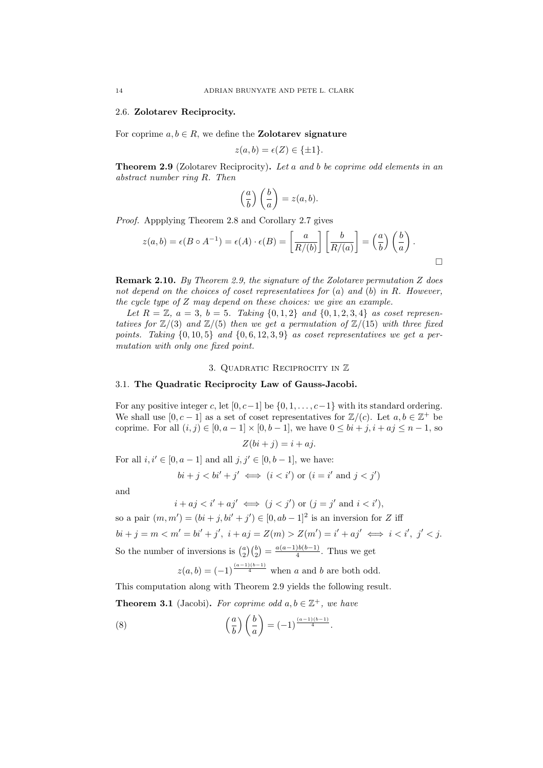### 2.6. Zolotarev Reciprocity.

For coprime $a, b \in R$, we define the **Zolotarev signature**

$$z(a, b) = \epsilon(Z) \in \{\pm 1\}.$$

**Theorem 2.9** (Zolotarev Reciprocity)**.** *Let $a$ and $b$ be coprime odd elements in an abstract number ring $R$. Then*

$$\left(\frac{a}{b}\right)\left(\frac{b}{a}\right) = z(a, b).$$

*Proof.* Appplying Theorem 2.8 and Corollary 2.7 gives

$$z(a, b) = \epsilon(B \circ A^{-1}) = \epsilon(A) \cdot \epsilon(B) = \left[\frac{a}{R/(b)}\right]\left[\frac{b}{R/(a)}\right] = \left(\frac{a}{b}\right)\left(\frac{b}{a}\right).$$

$\square$

**Remark 2.10.** *By Theorem 2.9, the signature of the Zolotarev permutation $Z$ does not depend on the choices of coset representatives for $(a)$ and $(b)$ in $R$. However, the cycle type of $Z$ may depend on these choices: we give an example.*

*Let $R = \mathbb{Z}$, $a = 3$, $b = 5$. Taking $\{0, 1, 2\}$ and $\{0, 1, 2, 3, 4\}$ as coset representatives for $\mathbb{Z}/(3)$ and $\mathbb{Z}/(5)$ then we get a permutation of $\mathbb{Z}/(15)$ with three fixed points. Taking $\{0, 10, 5\}$ and $\{0, 6, 12, 3, 9\}$ as coset representatives we get a permutation with only one fixed point.*

## 3. Quadratic Reciprocity in $\mathbb{Z}$

### 3.1. The Quadratic Reciprocity Law of Gauss-Jacobi.

For any positive integer $c$, let $[0, c-1]$ be $\{0, 1, \ldots, c-1\}$ with its standard ordering. We shall use $[0, c-1]$ as a set of coset representatives for $\mathbb{Z}/(c)$. Let $a, b \in \mathbb{Z}^+$ be coprime. For all $(i, j) \in [0, a-1] \times [0, b-1]$, we have $0 \leq bi + j, i + aj \leq n - 1$, so

$$Z(bi + j) = i + aj.$$

For all $i, i' \in [0, a-1]$ and all $j, j' \in [0, b-1]$, we have:

$$bi + j < bi' + j' \iff (i < i') \text{ or } (i = i' \text{ and } j < j')$$

and

$$i + aj < i' + aj' \iff (j < j') \text{ or } (j = j' \text{ and } i < i'),$$

so a pair $(m, m') = (bi + j, bi' + j') \in [0, ab-1]^2$ is an inversion for $Z$ iff

$$bi + j = m < m' = bi' + j',\ i + aj = Z(m) > Z(m') = i' + aj' \iff i < i',\ j' < j.$$

So the number of inversions is $\binom{a}{2}\binom{b}{2} = \frac{a(a-1)b(b-1)}{4}$. Thus we get

$$z(a, b) = (-1)^{\frac{(a-1)(b-1)}{4}} \text{ when } a \text{ and } b \text{ are both odd.}$$

This computation along with Theorem 2.9 yields the following result.

**Theorem 3.1** (Jacobi)**.** *For coprime odd $a, b \in \mathbb{Z}^+$, we have*

$$\left(\frac{a}{b}\right)\left(\frac{b}{a}\right) = (-1)^{\frac{(a-1)(b-1)}{4}}. \tag{8}$$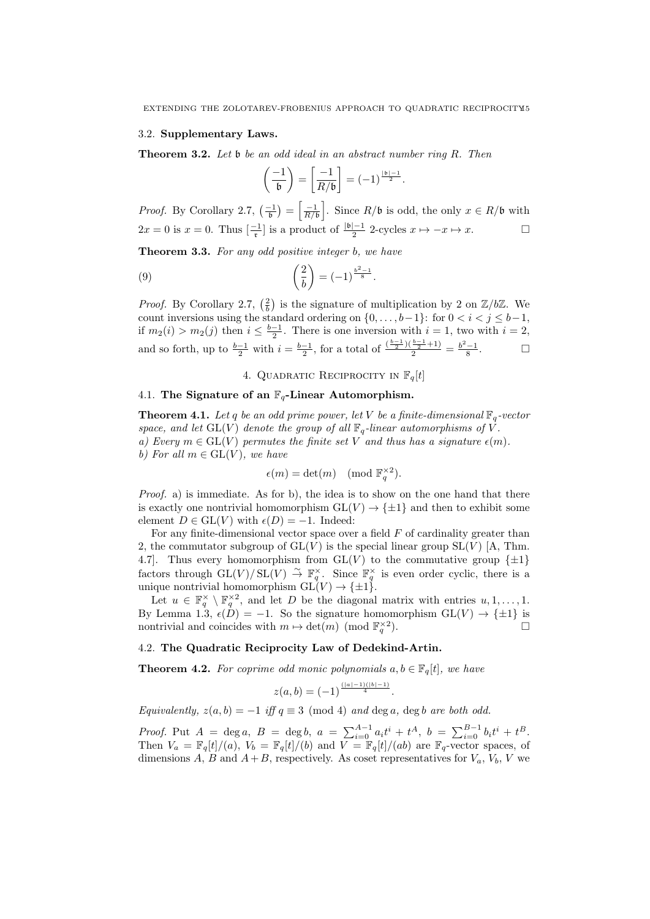### 3.2. Supplementary Laws.

**Theorem 3.2.** *Let $\mathfrak{b}$ be an odd ideal in an abstract number ring $R$. Then*

$$\left(\frac{-1}{\mathfrak{b}}\right) = \left[\frac{-1}{R/\mathfrak{b}}\right] = (-1)^{\frac{|\mathfrak{b}|-1}{2}}.$$

*Proof.* By Corollary 2.7, $\left(\frac{-1}{\mathfrak{b}}\right) = \left[\frac{-1}{R/\mathfrak{b}}\right]$. Since $R/\mathfrak{b}$ is odd, the only $x \in R/\mathfrak{b}$ with $2x = 0$ is $x = 0$. Thus $[\frac{-1}{\mathfrak{r}}]$ is a product of $\frac{|\mathfrak{b}|-1}{2}$ 2-cycles $x \mapsto -x \mapsto x$. □

**Theorem 3.3.** *For any odd positive integer $b$, we have*

$$\left(\frac{2}{b}\right) = (-1)^{\frac{b^2-1}{8}}. \tag{9}$$

*Proof.* By Corollary 2.7, $\left(\frac{2}{b}\right)$ is the signature of multiplication by 2 on $\mathbb{Z}/b\mathbb{Z}$. We count inversions using the standard ordering on $\{0, \ldots, b-1\}$: for $0 < i < j \leq b-1$, if $m_2(i) > m_2(j)$ then $i \leq \frac{b-1}{2}$. There is one inversion with $i = 1$, two with $i = 2$, and so forth, up to $\frac{b-1}{2}$ with $i = \frac{b-1}{2}$, for a total of $\frac{(\frac{b-1}{2})(\frac{b-1}{2}+1)}{2} = \frac{b^2-1}{8}$. □

## 4. Quadratic Reciprocity in $\mathbb{F}_q[t]$

### 4.1. The Signature of an $\mathbb{F}_q$-Linear Automorphism.

**Theorem 4.1.** *Let $q$ be an odd prime power, let $V$ be a finite-dimensional $\mathbb{F}_q$-vector space, and let $\mathrm{GL}(V)$ denote the group of all $\mathbb{F}_q$-linear automorphisms of $V$.*
*a) Every $m \in \mathrm{GL}(V)$ permutes the finite set $V$ and thus has a signature $\epsilon(m)$.*
*b) For all $m \in \mathrm{GL}(V)$, we have*

$$\epsilon(m) = \det(m) \pmod{\mathbb{F}_q^{\times 2}}.$$

*Proof.* a) is immediate. As for b), the idea is to show on the one hand that there is exactly one nontrivial homomorphism $\mathrm{GL}(V) \to \{\pm 1\}$ and then to exhibit some element $D \in \mathrm{GL}(V)$ with $\epsilon(D) = -1$. Indeed:

For any finite-dimensional vector space over a field $F$ of cardinality greater than 2, the commutator subgroup of $\mathrm{GL}(V)$ is the special linear group $\mathrm{SL}(V)$ [A, Thm. 4.7]. Thus every homomorphism from $\mathrm{GL}(V)$ to the commutative group $\{\pm 1\}$ factors through $\mathrm{GL}(V)/\mathrm{SL}(V) \xrightarrow{\sim} \mathbb{F}_q^\times$. Since $\mathbb{F}_q^\times$ is even order cyclic, there is a unique nontrivial homomorphism $\mathrm{GL}(V) \to \{\pm 1\}$.

Let $u \in \mathbb{F}_q^\times \setminus \mathbb{F}_q^{\times 2}$, and let $D$ be the diagonal matrix with entries $u, 1, \ldots, 1$. By Lemma 1.3, $\epsilon(D) = -1$. So the signature homomorphism $\mathrm{GL}(V) \to \{\pm 1\}$ is nontrivial and coincides with $m \mapsto \det(m) \pmod{\mathbb{F}_q^{\times 2}}$. □

### 4.2. The Quadratic Reciprocity Law of Dedekind-Artin.

**Theorem 4.2.** *For coprime odd monic polynomials $a, b \in \mathbb{F}_q[t]$, we have*

$$z(a,b) = (-1)^{\frac{(|a|-1)(|b|-1)}{4}}.$$

*Equivalently, $z(a,b) = -1$ iff $q \equiv 3 \pmod 4$ and $\deg a$, $\deg b$ are both odd.*

*Proof.* Put $A = \deg a$, $B = \deg b$, $a = \sum_{i=0}^{A-1} a_i t^i + t^A$, $b = \sum_{i=0}^{B-1} b_i t^i + t^B$. Then $V_a = \mathbb{F}_q[t]/(a)$, $V_b = \mathbb{F}_q[t]/(b)$ and $V = \mathbb{F}_q[t]/(ab)$ are $\mathbb{F}_q$-vector spaces, of dimensions $A$, $B$ and $A+B$, respectively. As coset representatives for $V_a$, $V_b$, $V$ we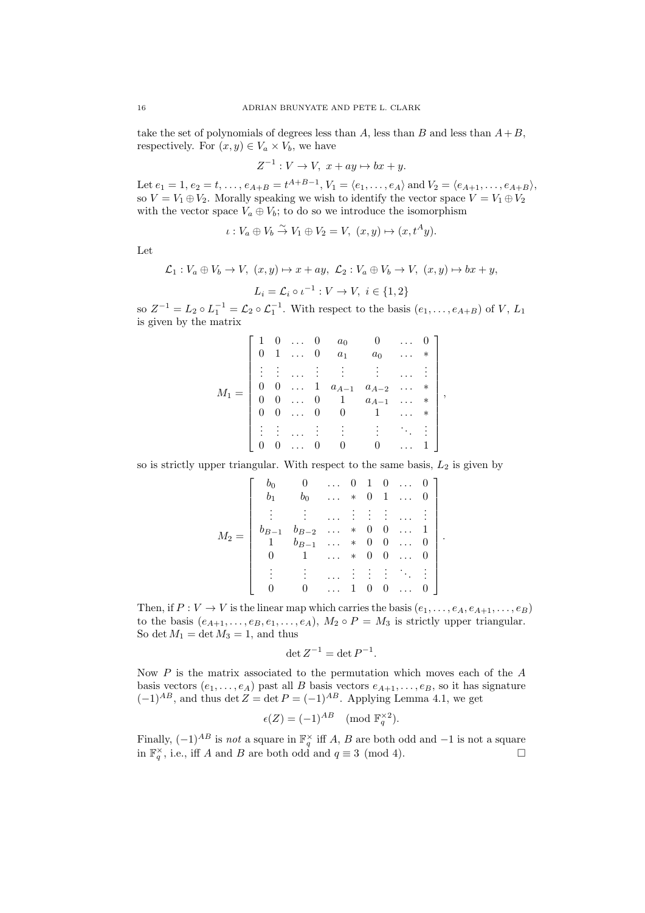take the set of polynomials of degrees less than $A$, less than $B$ and less than $A+B$, respectively. For $(x,y) \in V_a \times V_b$, we have

$$Z^{-1} : V \to V,\ x + ay \mapsto bx + y.$$

Let $e_1 = 1, e_2 = t, \ldots, e_{A+B} = t^{A+B-1}$, $V_1 = \langle e_1, \ldots, e_A \rangle$ and $V_2 = \langle e_{A+1}, \ldots, e_{A+B} \rangle$, so $V = V_1 \oplus V_2$. Morally speaking we wish to identify the vector space $V = V_1 \oplus V_2$ with the vector space $V_a \oplus V_b$; to do so we introduce the isomorphism

$$\iota : V_a \oplus V_b \stackrel{\sim}{\to} V_1 \oplus V_2 = V,\ (x,y) \mapsto (x, t^A y).$$

Let

$$\mathcal{L}_1 : V_a \oplus V_b \to V,\ (x,y) \mapsto x + ay,\ \mathcal{L}_2 : V_a \oplus V_b \to V,\ (x,y) \mapsto bx + y,$$

$$L_i = \mathcal{L}_i \circ \iota^{-1} : V \to V,\ i \in \{1,2\}$$

so $Z^{-1} = L_2 \circ L_1^{-1} = \mathcal{L}_2 \circ \mathcal{L}_1^{-1}$. With respect to the basis $(e_1, \ldots, e_{A+B})$ of $V$, $L_1$ is given by the matrix

$$M_1 = \left[ \begin{array}{cccccccc} 1 & 0 & \ldots & 0 & a_0 & 0 & \ldots & 0 \\ 0 & 1 & \ldots & 0 & a_1 & a_0 & \ldots & * \\ \vdots & \vdots & \ldots & \vdots & \vdots & \vdots & \ldots & \vdots \\ 0 & 0 & \ldots & 1 & a_{A-1} & a_{A-2} & \ldots & * \\ 0 & 0 & \ldots & 0 & 1 & a_{A-1} & \ldots & * \\ 0 & 0 & \ldots & 0 & 0 & 1 & \ldots & * \\ \vdots & \vdots & \ldots & \vdots & \vdots & \vdots & \ddots & \vdots \\ 0 & 0 & \ldots & 0 & 0 & 0 & \ldots & 1 \end{array} \right],$$

so is strictly upper triangular. With respect to the same basis, $L_2$ is given by

$$M_2 = \left[ \begin{array}{cccccccc} b_0 & 0 & \ldots & 0 & 1 & 0 & \ldots & 0 \\ b_1 & b_0 & \ldots & * & 0 & 1 & \ldots & 0 \\ \vdots & \vdots & \ldots & \vdots & \vdots & \vdots & \ldots & \vdots \\ b_{B-1} & b_{B-2} & \ldots & * & 0 & 0 & \ldots & 1 \\ 1 & b_{B-1} & \ldots & * & 0 & 0 & \ldots & 0 \\ 0 & 1 & \ldots & * & 0 & 0 & \ldots & 0 \\ \vdots & \vdots & \ldots & \vdots & \vdots & \vdots & \ddots & \vdots \\ 0 & 0 & \ldots & 1 & 0 & 0 & \ldots & 0 \end{array} \right].$$

Then, if $P : V \to V$ is the linear map which carries the basis $(e_1, \ldots, e_A, e_{A+1}, \ldots, e_B)$ to the basis $(e_{A+1}, \ldots, e_B, e_1, \ldots, e_A)$, $M_2 \circ P = M_3$ is strictly upper triangular. So $\det M_1 = \det M_3 = 1$, and thus

$$\det Z^{-1} = \det P^{-1}.$$

Now $P$ is the matrix associated to the permutation which moves each of the $A$ basis vectors $(e_1, \ldots, e_A)$ past all $B$ basis vectors $e_{A+1}, \ldots, e_B$, so it has signature $(-1)^{AB}$, and thus $\det Z = \det P = (-1)^{AB}$. Applying Lemma 4.1, we get

$$\epsilon(Z) = (-1)^{AB} \pmod{\mathbb{F}_q^{\times 2}}.$$

Finally, $(-1)^{AB}$ is *not* a square in $\mathbb{F}_q^\times$ iff $A$, $B$ are both odd and $-1$ is not a square in $\mathbb{F}_q^\times$, i.e., iff $A$ and $B$ are both odd and $q \equiv 3 \pmod 4$. □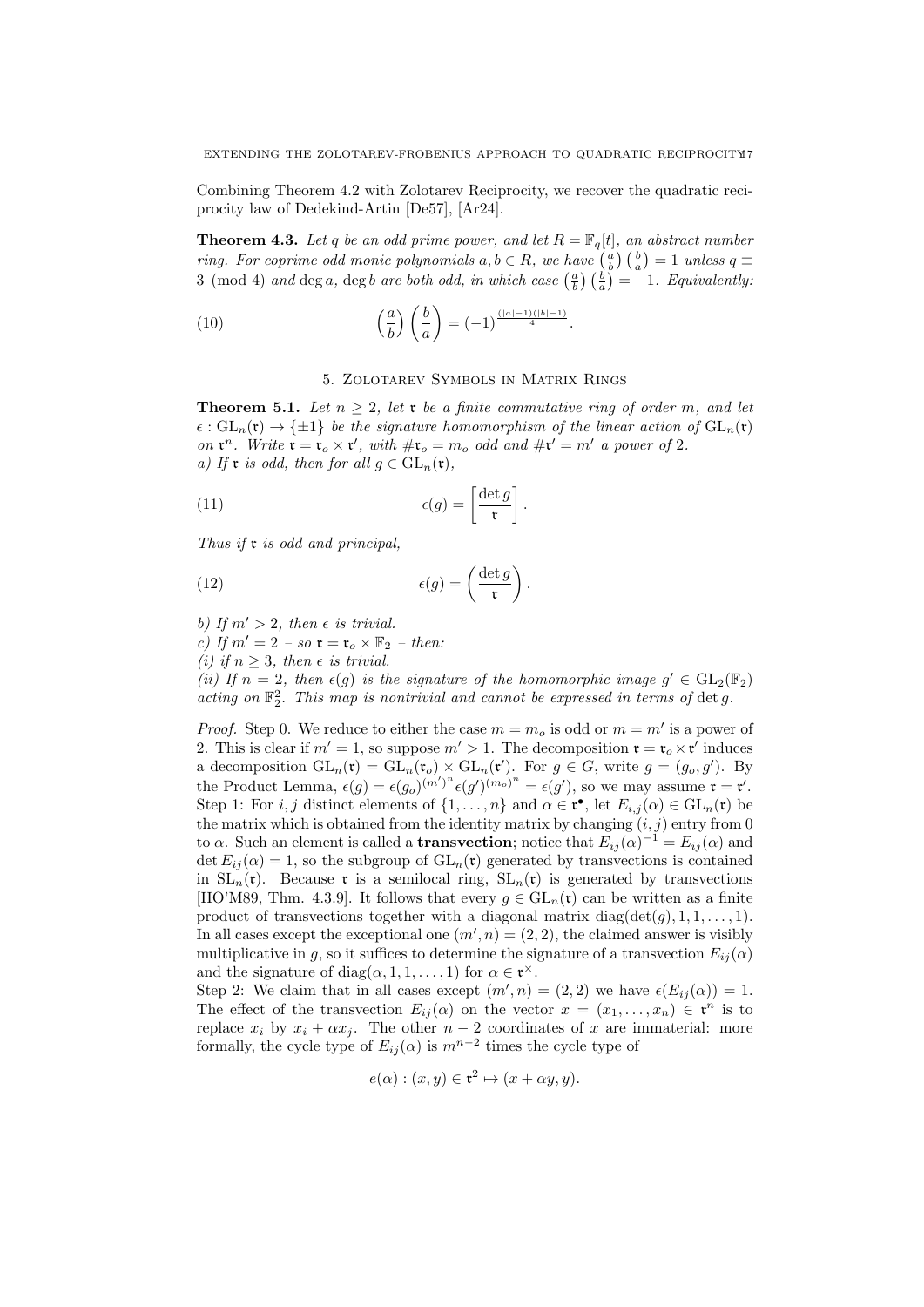Combining Theorem 4.2 with Zolotarev Reciprocity, we recover the quadratic reciprocity law of Dedekind-Artin [De57], [Ar24].

**Theorem 4.3.** *Let $q$ be an odd prime power, and let $R = \mathbb{F}_q[t]$, an abstract number ring. For coprime odd monic polynomials $a, b \in R$, we have $\left(\frac{a}{b}\right)\left(\frac{b}{a}\right) = 1$ unless $q \equiv 3 \pmod 4$ and $\deg a$, $\deg b$ are both odd, in which case $\left(\frac{a}{b}\right)\left(\frac{b}{a}\right) = -1$. Equivalently:*

$$\left(\frac{a}{b}\right)\left(\frac{b}{a}\right) = (-1)^{\frac{(|a|-1)(|b|-1)}{4}}. \tag{10}$$

## 5. Zolotarev Symbols in Matrix Rings

**Theorem 5.1.** *Let $n \geq 2$, let $\mathfrak{r}$ be a finite commutative ring of order $m$, and let $\epsilon : \mathrm{GL}_n(\mathfrak{r}) \to \{\pm 1\}$ be the signature homomorphism of the linear action of $\mathrm{GL}_n(\mathfrak{r})$ on $\mathfrak{r}^n$. Write $\mathfrak{r} = \mathfrak{r}_o \times \mathfrak{r}'$, with $\#\mathfrak{r}_o = m_o$ odd and $\#\mathfrak{r}' = m'$ a power of 2.*
*a) If $\mathfrak{r}$ is odd, then for all $g \in \mathrm{GL}_n(\mathfrak{r})$,*

$$\epsilon(g) = \left[\frac{\det g}{\mathfrak{r}}\right]. \tag{11}$$

*Thus if $\mathfrak{r}$ is odd and principal,*

$$\epsilon(g) = \left(\frac{\det g}{\mathfrak{r}}\right). \tag{12}$$

*b) If $m' > 2$, then $\epsilon$ is trivial.*
*c) If $m' = 2$ – so $\mathfrak{r} = \mathfrak{r}_o \times \mathbb{F}_2$ – then:*
*(i) if $n \geq 3$, then $\epsilon$ is trivial.*
*(ii) If $n = 2$, then $\epsilon(g)$ is the signature of the homomorphic image $g' \in \mathrm{GL}_2(\mathbb{F}_2)$ acting on $\mathbb{F}_2^2$. This map is nontrivial and cannot be expressed in terms of $\det g$.*

*Proof.* Step 0. We reduce to either the case $m = m_o$ is odd or $m = m'$ is a power of 2. This is clear if $m' = 1$, so suppose $m' > 1$. The decomposition $\mathfrak{r} = \mathfrak{r}_o \times \mathfrak{r}'$ induces a decomposition $\mathrm{GL}_n(\mathfrak{r}) = \mathrm{GL}_n(\mathfrak{r}_o) \times \mathrm{GL}_n(\mathfrak{r}')$. For $g \in G$, write $g = (g_o, g')$. By the Product Lemma, $\epsilon(g) = \epsilon(g_o)^{(m')^n} \epsilon(g')^{(m_o)^n} = \epsilon(g')$, so we may assume $\mathfrak{r} = \mathfrak{r}'$.
Step 1: For $i, j$ distinct elements of $\{1, \ldots, n\}$ and $\alpha \in \mathfrak{r}^\bullet$, let $E_{i,j}(\alpha) \in \mathrm{GL}_n(\mathfrak{r})$ be the matrix which is obtained from the identity matrix by changing $(i, j)$ entry from 0 to $\alpha$. Such an element is called a **transvection**; notice that $E_{ij}(\alpha)^{-1} = E_{ij}(\alpha)$ and $\det E_{ij}(\alpha) = 1$, so the subgroup of $\mathrm{GL}_n(\mathfrak{r})$ generated by transvections is contained in $\mathrm{SL}_n(\mathfrak{r})$. Because $\mathfrak{r}$ is a semilocal ring, $\mathrm{SL}_n(\mathfrak{r})$ is generated by transvections [HO'M89, Thm. 4.3.9]. It follows that every $g \in \mathrm{GL}_n(\mathfrak{r})$ can be written as a finite product of transvections together with a diagonal matrix $\mathrm{diag}(\det(g), 1, 1, \ldots, 1)$. In all cases except the exceptional one $(m', n) = (2, 2)$, the claimed answer is visibly multiplicative in $g$, so it suffices to determine the signature of a transvection $E_{ij}(\alpha)$ and the signature of $\mathrm{diag}(\alpha, 1, 1, \ldots, 1)$ for $\alpha \in \mathfrak{r}^\times$.
Step 2: We claim that in all cases except $(m', n) = (2, 2)$ we have $\epsilon(E_{ij}(\alpha)) = 1$. The effect of the transvection $E_{ij}(\alpha)$ on the vector $x = (x_1, \ldots, x_n) \in \mathfrak{r}^n$ is to replace $x_i$ by $x_i + \alpha x_j$. The other $n - 2$ coordinates of $x$ are immaterial: more formally, the cycle type of $E_{ij}(\alpha)$ is $m^{n-2}$ times the cycle type of

$$e(\alpha) : (x, y) \in \mathfrak{r}^2 \mapsto (x + \alpha y, y).$$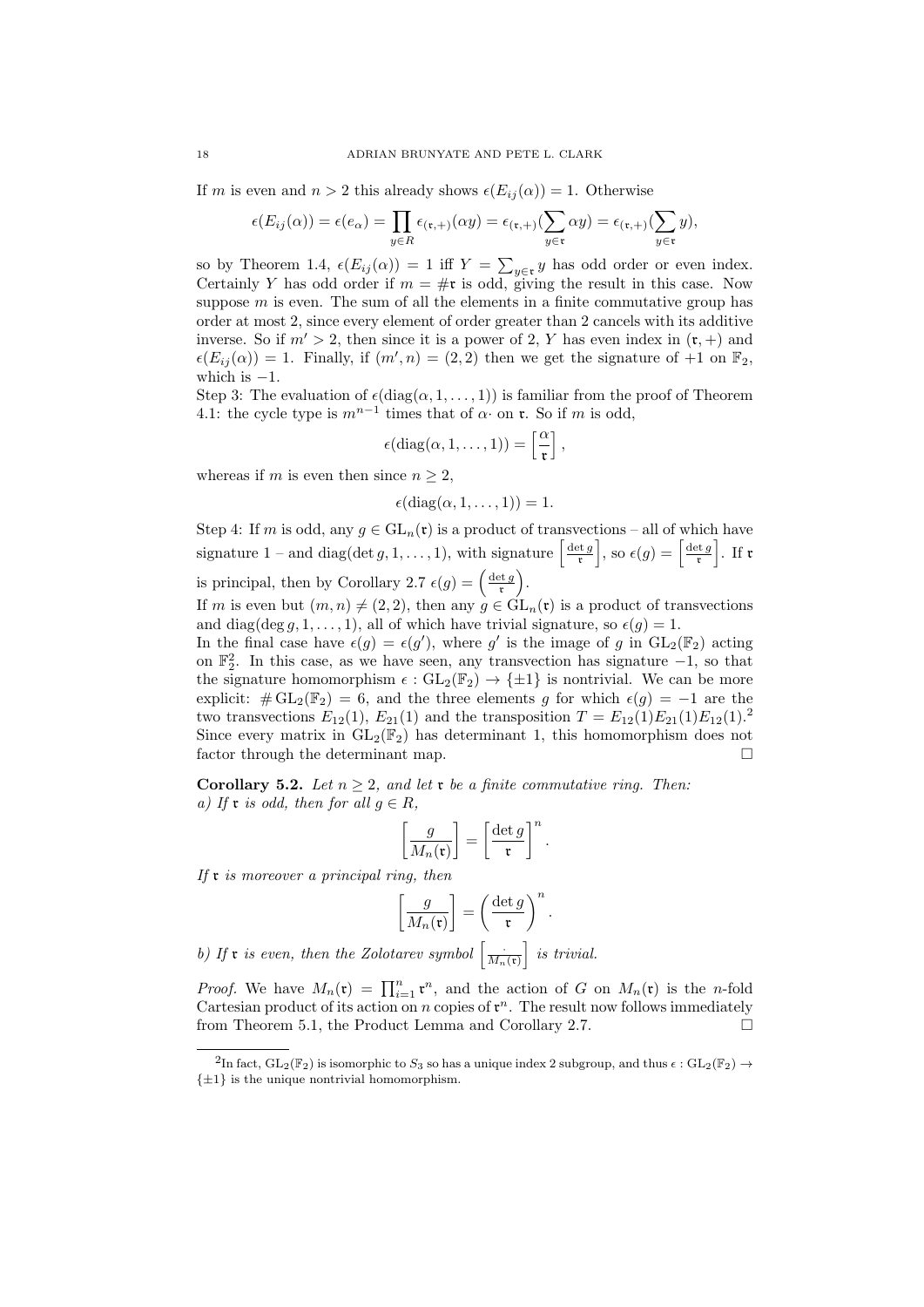If $m$ is even and $n > 2$ this already shows $\epsilon(E_{ij}(\alpha)) = 1$. Otherwise

$$\epsilon(E_{ij}(\alpha)) = \epsilon(e_\alpha) = \prod_{y \in R} \epsilon_{(\mathfrak{r},+)}(\alpha y) = \epsilon_{(\mathfrak{r},+)}(\sum_{y \in \mathfrak{r}} \alpha y) = \epsilon_{(\mathfrak{r},+)}(\sum_{y \in \mathfrak{r}} y),$$

so by Theorem 1.4, $\epsilon(E_{ij}(\alpha)) = 1$ iff $Y = \sum_{y \in \mathfrak{r}} y$ has odd order or even index. Certainly $Y$ has odd order if $m = \# \mathfrak{r}$ is odd, giving the result in this case. Now suppose $m$ is even. The sum of all the elements in a finite commutative group has order at most 2, since every element of order greater than 2 cancels with its additive inverse. So if $m' > 2$, then since it is a power of 2, $Y$ has even index in $(\mathfrak{r}, +)$ and $\epsilon(E_{ij}(\alpha)) = 1$. Finally, if $(m', n) = (2, 2)$ then we get the signature of $+1$ on $\mathbb{F}_2$, which is $-1$.

Step 3: The evaluation of $\epsilon(\operatorname{diag}(\alpha, 1, \ldots, 1))$ is familiar from the proof of Theorem 4.1: the cycle type is $m^{n-1}$ times that of $\alpha \cdot$ on $\mathfrak{r}$. So if $m$ is odd,

$$\epsilon(\operatorname{diag}(\alpha, 1, \ldots, 1)) = \left[\frac{\alpha}{\mathfrak{r}}\right],$$

whereas if $m$ is even then since $n \geq 2$,

$$\epsilon(\operatorname{diag}(\alpha, 1, \ldots, 1)) = 1.$$

Step 4: If $m$ is odd, any $g \in \operatorname{GL}_n(\mathfrak{r})$ is a product of transvections – all of which have signature 1 – and $\operatorname{diag}(\det g, 1, \ldots, 1)$, with signature $\left[\frac{\det g}{\mathfrak{r}}\right]$, so $\epsilon(g) = \left[\frac{\det g}{\mathfrak{r}}\right]$. If $\mathfrak{r}$ is principal, then by Corollary 2.7 $\epsilon(g) = \left(\frac{\det g}{\mathfrak{r}}\right)$.

If $m$ is even but $(m, n) \neq (2, 2)$, then any $g \in \operatorname{GL}_n(\mathfrak{r})$ is a product of transvections and $\operatorname{diag}(\deg g, 1, \ldots, 1)$, all of which have trivial signature, so $\epsilon(g) = 1$.

In the final case have $\epsilon(g) = \epsilon(g')$, where $g'$ is the image of $g$ in $\operatorname{GL}_2(\mathbb{F}_2)$ acting on $\mathbb{F}_2^2$. In this case, as we have seen, any transvection has signature $-1$, so that the signature homomorphism $\epsilon : \operatorname{GL}_2(\mathbb{F}_2) \to \{\pm 1\}$ is nontrivial. We can be more explicit: $\# \operatorname{GL}_2(\mathbb{F}_2) = 6$, and the three elements $g$ for which $\epsilon(g) = -1$ are the two transvections $E_{12}(1)$, $E_{21}(1)$ and the transposition $T = E_{12}(1)E_{21}(1)E_{12}(1)$.[2] Since every matrix in $\operatorname{GL}_2(\mathbb{F}_2)$ has determinant 1, this homomorphism does not factor through the determinant map. $\square$

**Corollary 5.2.** *Let $n \geq 2$, and let $\mathfrak{r}$ be a finite commutative ring. Then:*
*a) If $\mathfrak{r}$ is odd, then for all $g \in R$,*

$$\left[\frac{g}{M_n(\mathfrak{r})}\right] = \left[\frac{\det g}{\mathfrak{r}}\right]^n.$$

*If $\mathfrak{r}$ is moreover a principal ring, then*

$$\left[\frac{g}{M_n(\mathfrak{r})}\right] = \left(\frac{\det g}{\mathfrak{r}}\right)^n.$$

*b) If $\mathfrak{r}$ is even, then the Zolotarev symbol $\left[\frac{\cdot}{M_n(\mathfrak{r})}\right]$ is trivial.*

*Proof.* We have $M_n(\mathfrak{r}) = \prod_{i=1}^n \mathfrak{r}^n$, and the action of $G$ on $M_n(\mathfrak{r})$ is the $n$-fold Cartesian product of its action on $n$ copies of $\mathfrak{r}^n$. The result now follows immediately from Theorem 5.1, the Product Lemma and Corollary 2.7. $\square$

---

[2] In fact, $\operatorname{GL}_2(\mathbb{F}_2)$ is isomorphic to $S_3$ so has a unique index 2 subgroup, and thus $\epsilon : \operatorname{GL}_2(\mathbb{F}_2) \to \{\pm 1\}$ is the unique nontrivial homomorphism.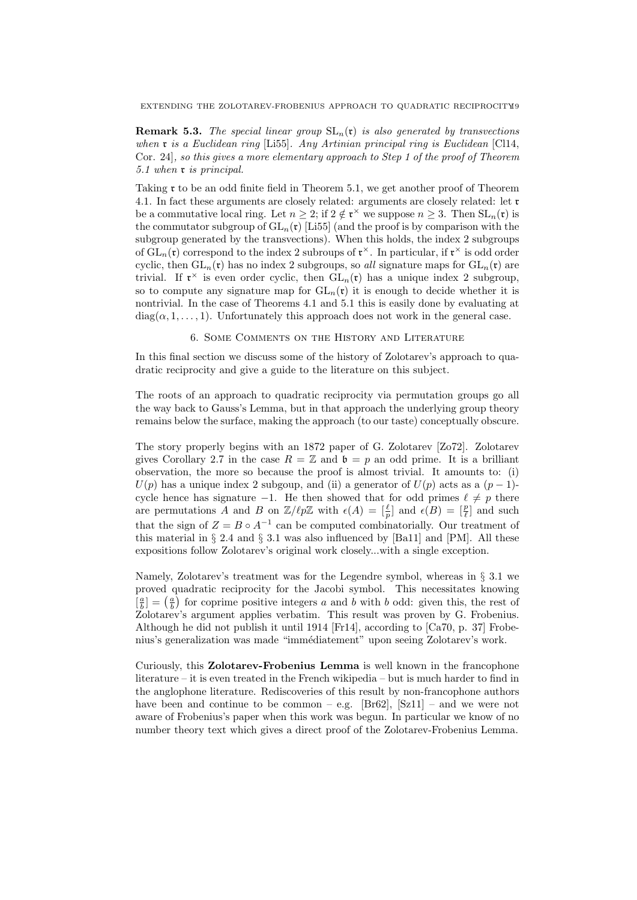**Remark 5.3.** *The special linear group $\mathrm{SL}_n(\mathfrak{r})$ is also generated by transvections when $\mathfrak{r}$ is a Euclidean ring* [Li55]. *Any Artinian principal ring is Euclidean* [Cl14, Cor. 24], *so this gives a more elementary approach to Step 1 of the proof of Theorem 5.1 when $\mathfrak{r}$ is principal.*

Taking $\mathfrak{r}$ to be an odd finite field in Theorem 5.1, we get another proof of Theorem 4.1. In fact these arguments are closely related: arguments are closely related: let $\mathfrak{r}$ be a commutative local ring. Let $n \geq 2$; if $2 \notin \mathfrak{r}^\times$ we suppose $n \geq 3$. Then $\mathrm{SL}_n(\mathfrak{r})$ is the commutator subgroup of $\mathrm{GL}_n(\mathfrak{r})$ [Li55] (and the proof is by comparison with the subgroup generated by the transvections). When this holds, the index 2 subgroups of $\mathrm{GL}_n(\mathfrak{r})$ correspond to the index 2 subroups of $\mathfrak{r}^\times$. In particular, if $\mathfrak{r}^\times$ is odd order cyclic, then $\mathrm{GL}_n(\mathfrak{r})$ has no index 2 subgroups, so *all* signature maps for $\mathrm{GL}_n(\mathfrak{r})$ are trivial. If $\mathfrak{r}^\times$ is even order cyclic, then $\mathrm{GL}_n(\mathfrak{r})$ has a unique index 2 subgroup, so to compute any signature map for $\mathrm{GL}_n(\mathfrak{r})$ it is enough to decide whether it is nontrivial. In the case of Theorems 4.1 and 5.1 this is easily done by evaluating at $\mathrm{diag}(\alpha, 1, \ldots, 1)$. Unfortunately this approach does not work in the general case.

## 6. Some Comments on the History and Literature

In this final section we discuss some of the history of Zolotarev's approach to quadratic reciprocity and give a guide to the literature on this subject.

The roots of an approach to quadratic reciprocity via permutation groups go all the way back to Gauss's Lemma, but in that approach the underlying group theory remains below the surface, making the approach (to our taste) conceptually obscure.

The story properly begins with an 1872 paper of G. Zolotarev [Zo72]. Zolotarev gives Corollary 2.7 in the case $R = \mathbb{Z}$ and $\mathfrak{b} = p$ an odd prime. It is a brilliant observation, the more so because the proof is almost trivial. It amounts to: (i) $U(p)$ has a unique index 2 subgoup, and (ii) a generator of $U(p)$ acts as a $(p-1)$-cycle hence has signature $-1$. He then showed that for odd primes $\ell \neq p$ there are permutations $A$ and $B$ on $\mathbb{Z}/\ell p\mathbb{Z}$ with $\epsilon(A) = [\frac{\ell}{p}]$ and $\epsilon(B) = [\frac{p}{\ell}]$ and such that the sign of $Z = B \circ A^{-1}$ can be computed combinatorially. Our treatment of this material in § 2.4 and § 3.1 was also influenced by [Ba11] and [PM]. All these expositions follow Zolotarev's original work closely...with a single exception.

Namely, Zolotarev's treatment was for the Legendre symbol, whereas in § 3.1 we proved quadratic reciprocity for the Jacobi symbol. This necessitates knowing $[\frac{a}{b}] = \left(\frac{a}{b}\right)$ for coprime positive integers $a$ and $b$ with $b$ odd: given this, the rest of Zolotarev's argument applies verbatim. This result was proven by G. Frobenius. Although he did not publish it until 1914 [Fr14], according to [Ca70, p. 37] Frobenius's generalization was made "immédiatement" upon seeing Zolotarev's work.

Curiously, this **Zolotarev-Frobenius Lemma** is well known in the francophone literature – it is even treated in the French wikipedia – but is much harder to find in the anglophone literature. Rediscoveries of this result by non-francophone authors have been and continue to be common – e.g. [Br62], [Sz11] – and we were not aware of Frobenius's paper when this work was begun. In particular we know of no number theory text which gives a direct proof of the Zolotarev-Frobenius Lemma.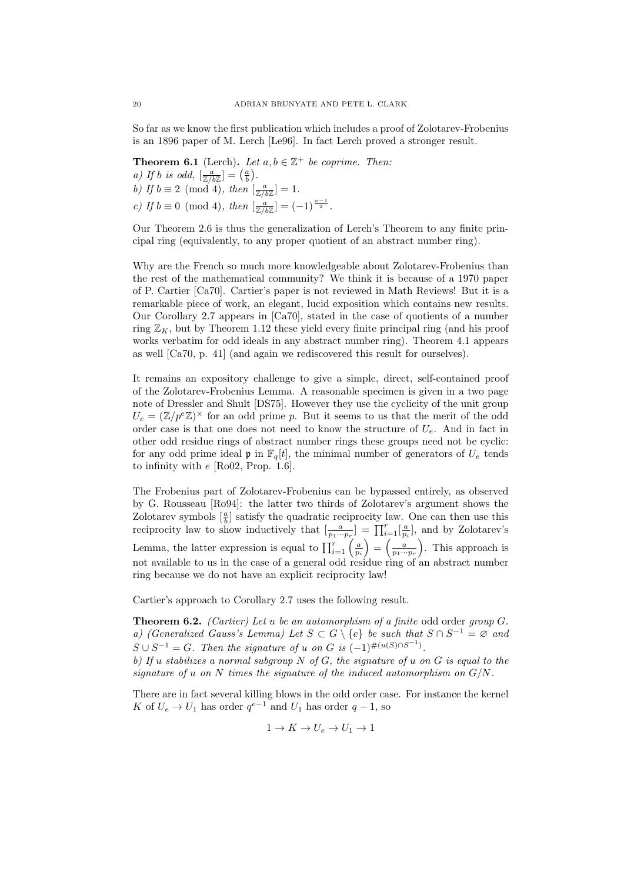So far as we know the first publication which includes a proof of Zolotarev-Frobenius is an 1896 paper of M. Lerch [Le96]. In fact Lerch proved a stronger result.

**Theorem 6.1** (Lerch)**.** *Let $a, b \in \mathbb{Z}^+$ be coprime. Then:*
*a) If $b$ is odd, $[\frac{a}{\mathbb{Z}/b\mathbb{Z}}] = \left(\frac{a}{b}\right)$.*
*b) If $b \equiv 2 \pmod 4$, then $[\frac{a}{\mathbb{Z}/b\mathbb{Z}}] = 1$.*
*c) If $b \equiv 0 \pmod 4$, then $[\frac{a}{\mathbb{Z}/b\mathbb{Z}}] = (-1)^{\frac{a-1}{2}}$.*

Our Theorem 2.6 is thus the generalization of Lerch's Theorem to any finite principal ring (equivalently, to any proper quotient of an abstract number ring).

Why are the French so much more knowledgeable about Zolotarev-Frobenius than the rest of the mathematical community? We think it is because of a 1970 paper of P. Cartier [Ca70]. Cartier's paper is not reviewed in Math Reviews! But it is a remarkable piece of work, an elegant, lucid exposition which contains new results. Our Corollary 2.7 appears in [Ca70], stated in the case of quotients of a number ring $\mathbb{Z}_K$, but by Theorem 1.12 these yield every finite principal ring (and his proof works verbatim for odd ideals in any abstract number ring). Theorem 4.1 appears as well [Ca70, p. 41] (and again we rediscovered this result for ourselves).

It remains an expository challenge to give a simple, direct, self-contained proof of the Zolotarev-Frobenius Lemma. A reasonable specimen is given in a two page note of Dressler and Shult [DS75]. However they use the cyclicity of the unit group $U_e = (\mathbb{Z}/p^e\mathbb{Z})^\times$ for an odd prime $p$. But it seems to us that the merit of the odd order case is that one does not need to know the structure of $U_e$. And in fact in other odd residue rings of abstract number rings these groups need not be cyclic: for any odd prime ideal $\mathfrak{p}$ in $\mathbb{F}_q[t]$, the minimal number of generators of $U_e$ tends to infinity with $e$ [Ro02, Prop. 1.6].

The Frobenius part of Zolotarev-Frobenius can be bypassed entirely, as observed by G. Rousseau [Ro94]: the latter two thirds of Zolotarev's argument shows the Zolotarev symbols $[\frac{a}{b}]$ satisfy the quadratic reciprocity law. One can then use this reciprocity law to show inductively that $[\frac{a}{p_1\cdots p_r}] = \prod_{i=1}^r [\frac{a}{p_i}]$, and by Zolotarev's Lemma, the latter expression is equal to $\prod_{i=1}^r \left(\frac{a}{p_i}\right) = \left(\frac{a}{p_1\cdots p_r}\right)$. This approach is not available to us in the case of a general odd residue ring of an abstract number ring because we do not have an explicit reciprocity law!

Cartier's approach to Corollary 2.7 uses the following result.

**Theorem 6.2.** *(Cartier) Let $u$ be an automorphism of a finite* odd order *group $G$.*
*a) (Generalized Gauss's Lemma) Let $S \subset G \setminus \{e\}$ be such that $S \cap S^{-1} = \varnothing$ and $S \cup S^{-1} = G$. Then the signature of $u$ on $G$ is $(-1)^{\#(u(S)\cap S^{-1})}$.*
*b) If $u$ stabilizes a normal subgroup $N$ of $G$, the signature of $u$ on $G$ is equal to the signature of $u$ on $N$ times the signature of the induced automorphism on $G/N$.*

There are in fact several killing blows in the odd order case. For instance the kernel $K$ of $U_e \to U_1$ has order $q^{e-1}$ and $U_1$ has order $q-1$, so

$$1 \to K \to U_e \to U_1 \to 1$$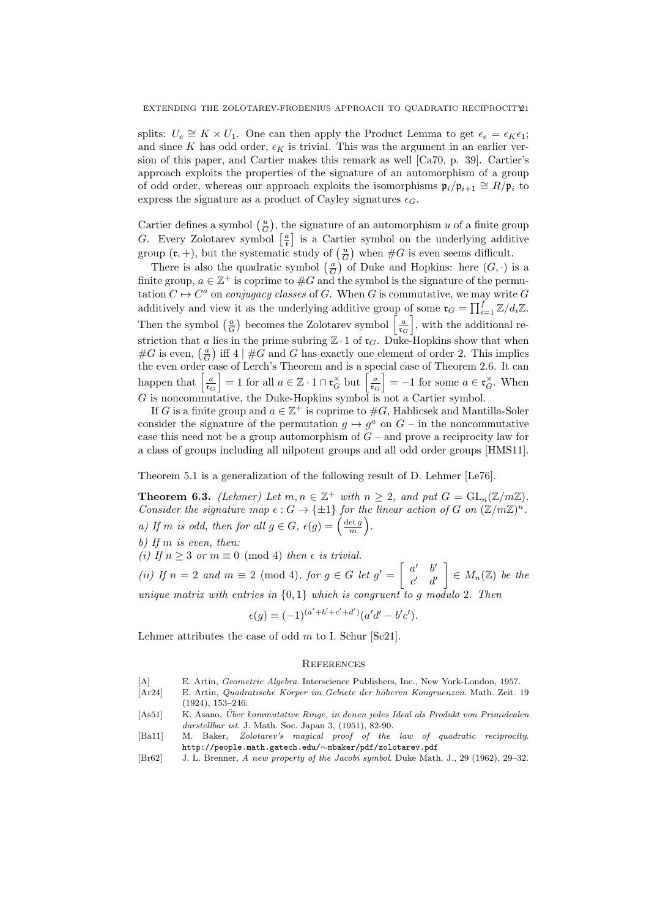splits: $U_e \cong K \times U_1$. One can then apply the Product Lemma to get $\epsilon_e = \epsilon_K \epsilon_1$; and since $K$ has odd order, $\epsilon_K$ is trivial. This was the argument in an earlier version of this paper, and Cartier makes this remark as well [Ca70, p. 39]. Cartier's approach exploits the properties of the signature of an automorphism of a group of odd order, whereas our approach exploits the isomorphisms $\mathfrak{p}_i/\mathfrak{p}_{i+1} \cong R/\mathfrak{p}_i$ to express the signature as a product of Cayley signatures $\epsilon_G$.

Cartier defines a symbol $\left(\frac{u}{G}\right)$, the signature of an automorphism $u$ of a finite group $G$. Every Zolotarev symbol $\left[\frac{a}{\mathfrak{r}}\right]$ is a Cartier symbol on the underlying additive group $(\mathfrak{r}, +)$, but the systematic study of $\left(\frac{u}{G}\right)$ when $\#G$ is even seems difficult.

There is also the quadratic symbol $\left(\frac{a}{G}\right)$ of Duke and Hopkins: here $(G, \cdot)$ is a finite group, $a \in \mathbb{Z}^+$ is coprime to $\#G$ and the symbol is the signature of the permutation $C \mapsto C^a$ on *conjugacy classes* of $G$. When $G$ is commutative, we may write $G$ additively and view it as the underlying additive group of some $\mathfrak{r}_G = \prod_{i=1}^{f} \mathbb{Z}/d_i\mathbb{Z}$. Then the symbol $\left(\frac{a}{G}\right)$ becomes the Zolotarev symbol $\left[\frac{a}{\mathfrak{r}_G}\right]$, with the additional restriction that $a$ lies in the prime subring $\mathbb{Z} \cdot 1$ of $\mathfrak{r}_G$. Duke-Hopkins show that when $\#G$ is even, $\left(\frac{a}{G}\right)$ iff $4 \mid \#G$ and $G$ has exactly one element of order 2. This implies the even order case of Lerch's Theorem and is a special case of Theorem 2.6. It can happen that $\left[\frac{a}{\mathfrak{r}_G}\right] = 1$ for all $a \in \mathbb{Z} \cdot 1 \cap \mathfrak{r}_G^\times$ but $\left[\frac{a}{\mathfrak{r}_G}\right] = -1$ for some $a \in \mathfrak{r}_G^\times$. When $G$ is noncommutative, the Duke-Hopkins symbol is not a Cartier symbol.

If $G$ is a finite group and $a \in \mathbb{Z}^+$ is coprime to $\#G$, Hablicsek and Mantilla-Soler consider the signature of the permutation $g \mapsto g^a$ on $G$ – in the noncommutative case this need not be a group automorphism of $G$ – and prove a reciprocity law for a class of groups including all nilpotent groups and all odd order groups [HMS11].

Theorem 5.1 is a generalization of the following result of D. Lehmer [Le76].

**Theorem 6.3.** *(Lehmer) Let $m, n \in \mathbb{Z}^+$ with $n \geq 2$, and put $G = \mathrm{GL}_n(\mathbb{Z}/m\mathbb{Z})$. Consider the signature map $\epsilon : G \to \{\pm 1\}$ for the linear action of $G$ on $(\mathbb{Z}/m\mathbb{Z})^n$.*
*a) If $m$ is odd, then for all $g \in G$, $\epsilon(g) = \left(\frac{\det g}{m}\right)$.*
*b) If $m$ is even, then:*
*(i) If $n \geq 3$ or $m \equiv 0 \pmod 4$ then $\epsilon$ is trivial.*
*(ii) If $n = 2$ and $m \equiv 2 \pmod 4$, for $g \in G$ let $g' = \begin{bmatrix} a' & b' \\ c' & d' \end{bmatrix} \in M_n(\mathbb{Z})$ be the unique matrix with entries in $\{0, 1\}$ which is congruent to $g$ modulo 2. Then*

$$\epsilon(g) = (-1)^{(a'+b'+c'+d')}(a'd' - b'c').$$

Lehmer attributes the case of odd $m$ to I. Schur [Sc21].

## References

- [A] E. Artin, *Geometric Algebra*. Interscience Publishers, Inc., New York-London, 1957.
- [Ar24] E. Artin, *Quadratische Körper im Gebiete der höheren Kongruenzen*. Math. Zeit. 19 (1924), 153–246.
- [As51] K. Asano, *Über kommutative Ringe, in denen jedes Ideal als Produkt von Primidealen darstellbar ist*. J. Math. Soc. Japan 3, (1951), 82-90.
- [Ba11] M. Baker, *Zolotarev's magical proof of the law of quadratic reciprocity*. http://people.math.gatech.edu/~mbaker/pdf/zolotarev.pdf
- [Br62] J. L. Brenner, *A new property of the Jacobi symbol*. Duke Math. J., 29 (1962), 29–32.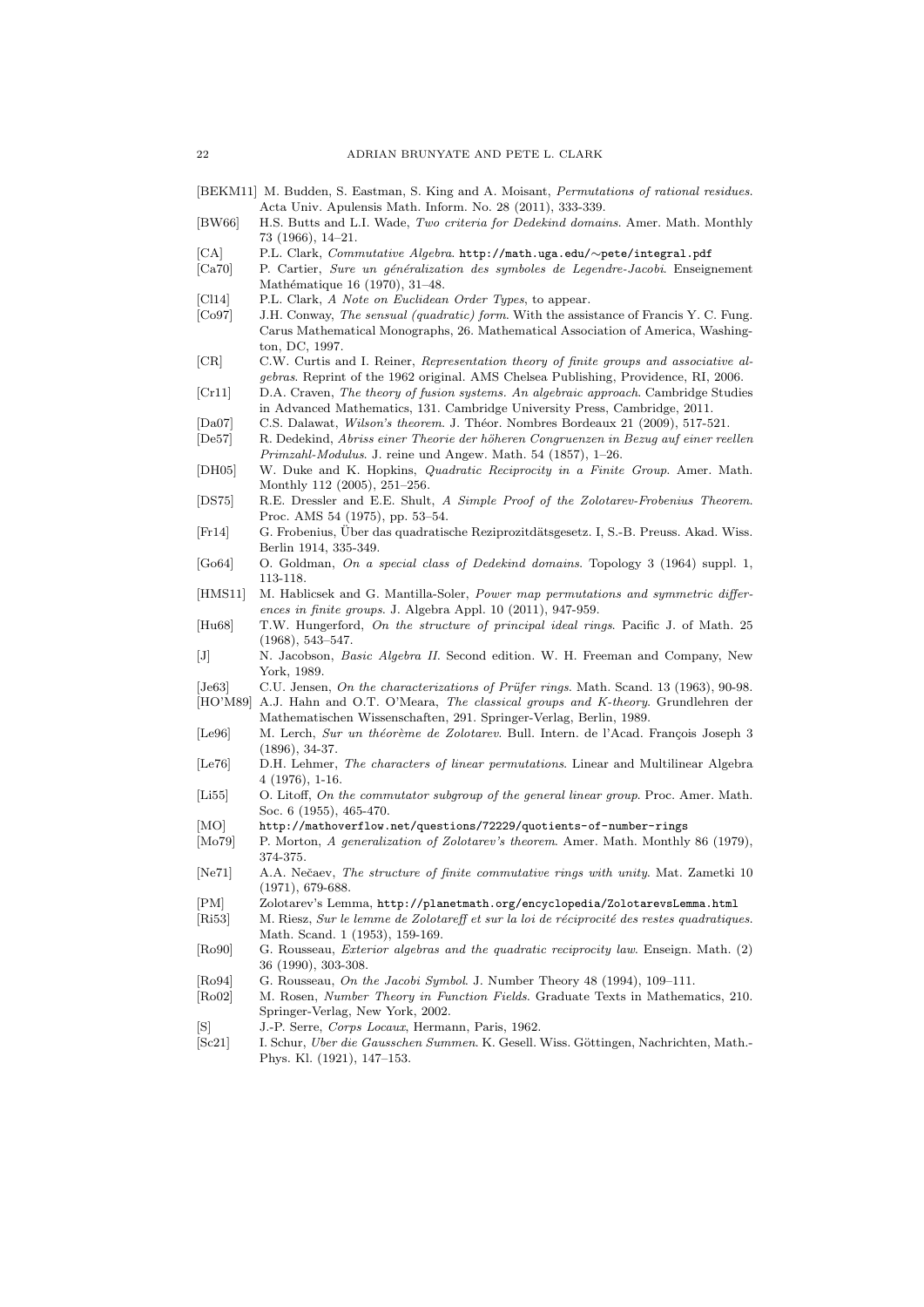[BEKM11] M. Budden, S. Eastman, S. King and A. Moisant, *Permutations of rational residues*. Acta Univ. Apulensis Math. Inform. No. 28 (2011), 333-339.

[BW66] H.S. Butts and L.I. Wade, *Two criteria for Dedekind domains*. Amer. Math. Monthly 73 (1966), 14–21.

[CA] P.L. Clark, *Commutative Algebra*. http://math.uga.edu/∼pete/integral.pdf

[Ca70] P. Cartier, *Sure un généralization des symboles de Legendre-Jacobi*. Enseignement Mathématique 16 (1970), 31–48.

[Cl14] P.L. Clark, *A Note on Euclidean Order Types*, to appear.

[Co97] J.H. Conway, *The sensual (quadratic) form*. With the assistance of Francis Y. C. Fung. Carus Mathematical Monographs, 26. Mathematical Association of America, Washington, DC, 1997.

[CR] C.W. Curtis and I. Reiner, *Representation theory of finite groups and associative algebras*. Reprint of the 1962 original. AMS Chelsea Publishing, Providence, RI, 2006.

[Cr11] D.A. Craven, *The theory of fusion systems. An algebraic approach*. Cambridge Studies in Advanced Mathematics, 131. Cambridge University Press, Cambridge, 2011.

[Da07] C.S. Dalawat, *Wilson's theorem*. J. Théor. Nombres Bordeaux 21 (2009), 517-521.

[De57] R. Dedekind, *Abriss einer Theorie der höheren Congruenzen in Bezug auf einer reellen Primzahl-Modulus*. J. reine und Angew. Math. 54 (1857), 1–26.

[DH05] W. Duke and K. Hopkins, *Quadratic Reciprocity in a Finite Group*. Amer. Math. Monthly 112 (2005), 251–256.

[DS75] R.E. Dressler and E.E. Shult, *A Simple Proof of the Zolotarev-Frobenius Theorem*. Proc. AMS 54 (1975), pp. 53–54.

[Fr14] G. Frobenius, Über das quadratische Reziprozitdätsgesetz. I, S.-B. Preuss. Akad. Wiss. Berlin 1914, 335-349.

[Go64] O. Goldman, *On a special class of Dedekind domains*. Topology 3 (1964) suppl. 1, 113-118.

[HMS11] M. Hablicsek and G. Mantilla-Soler, *Power map permutations and symmetric differences in finite groups*. J. Algebra Appl. 10 (2011), 947-959.

[Hu68] T.W. Hungerford, *On the structure of principal ideal rings*. Pacific J. of Math. 25 (1968), 543–547.

[J] N. Jacobson, *Basic Algebra II*. Second edition. W. H. Freeman and Company, New York, 1989.

[Je63] C.U. Jensen, *On the characterizations of Prüfer rings*. Math. Scand. 13 (1963), 90-98.

[HO'M89] A.J. Hahn and O.T. O'Meara, *The classical groups and K-theory*. Grundlehren der Mathematischen Wissenschaften, 291. Springer-Verlag, Berlin, 1989.

[Le96] M. Lerch, *Sur un théorème de Zolotarev*. Bull. Intern. de l'Acad. François Joseph 3 (1896), 34-37.

[Le76] D.H. Lehmer, *The characters of linear permutations*. Linear and Multilinear Algebra 4 (1976), 1-16.

[Li55] O. Litoff, *On the commutator subgroup of the general linear group*. Proc. Amer. Math. Soc. 6 (1955), 465-470.

[MO] http://mathoverflow.net/questions/72229/quotients-of-number-rings

[Mo79] P. Morton, *A generalization of Zolotarev's theorem*. Amer. Math. Monthly 86 (1979), 374-375.

[Ne71] A.A. Nečaev, *The structure of finite commutative rings with unity*. Mat. Zametki 10 (1971), 679-688.

[PM] Zolotarev's Lemma, http://planetmath.org/encyclopedia/ZolotarevsLemma.html

[Ri53] M. Riesz, *Sur le lemme de Zolotareff et sur la loi de réciprocité des restes quadratiques*. Math. Scand. 1 (1953), 159-169.

[Ro90] G. Rousseau, *Exterior algebras and the quadratic reciprocity law*. Enseign. Math. (2) 36 (1990), 303-308.

[Ro94] G. Rousseau, *On the Jacobi Symbol*. J. Number Theory 48 (1994), 109–111.

[Ro02] M. Rosen, *Number Theory in Function Fields*. Graduate Texts in Mathematics, 210. Springer-Verlag, New York, 2002.

[S] J.-P. Serre, *Corps Locaux*, Hermann, Paris, 1962.

[Sc21] I. Schur, *Uber die Gausschen Summen*. K. Gesell. Wiss. Göttingen, Nachrichten, Math.-Phys. Kl. (1921), 147–153.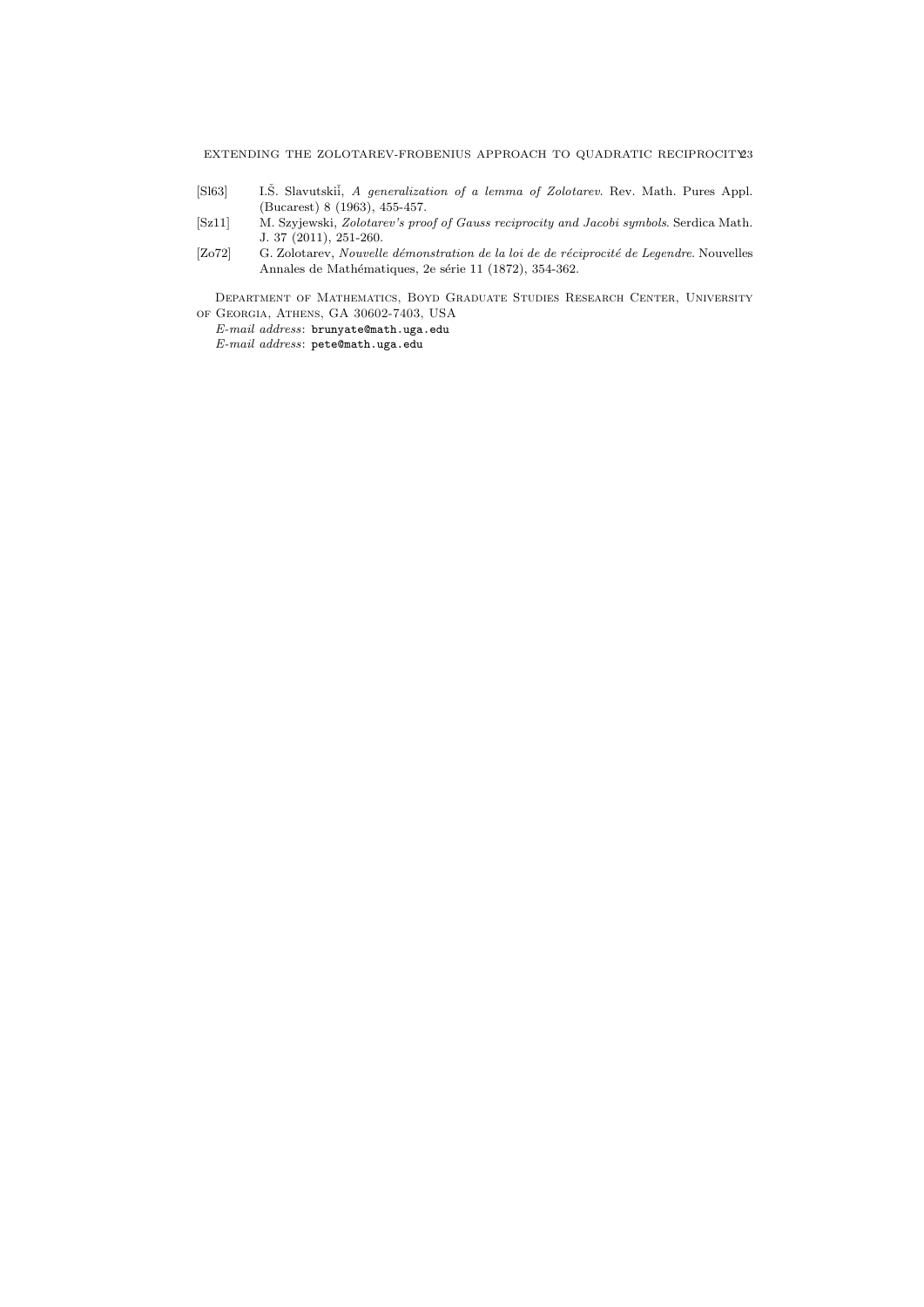[Sl63] I.Š. Slavutskiĭ, *A generalization of a lemma of Zolotarev*. Rev. Math. Pures Appl. (Bucarest) 8 (1963), 455-457.

[Sz11] M. Szyjewski, *Zolotarev's proof of Gauss reciprocity and Jacobi symbols*. Serdica Math. J. 37 (2011), 251-260.

[Zo72] G. Zolotarev, *Nouvelle démonstration de la loi de de réciprocité de Legendre*. Nouvelles Annales de Mathématiques, 2e série 11 (1872), 354-362.

Department of Mathematics, Boyd Graduate Studies Research Center, University of Georgia, Athens, GA 30602-7403, USA

*E-mail address*: brunyate@math.uga.edu

*E-mail address*: pete@math.uga.edu